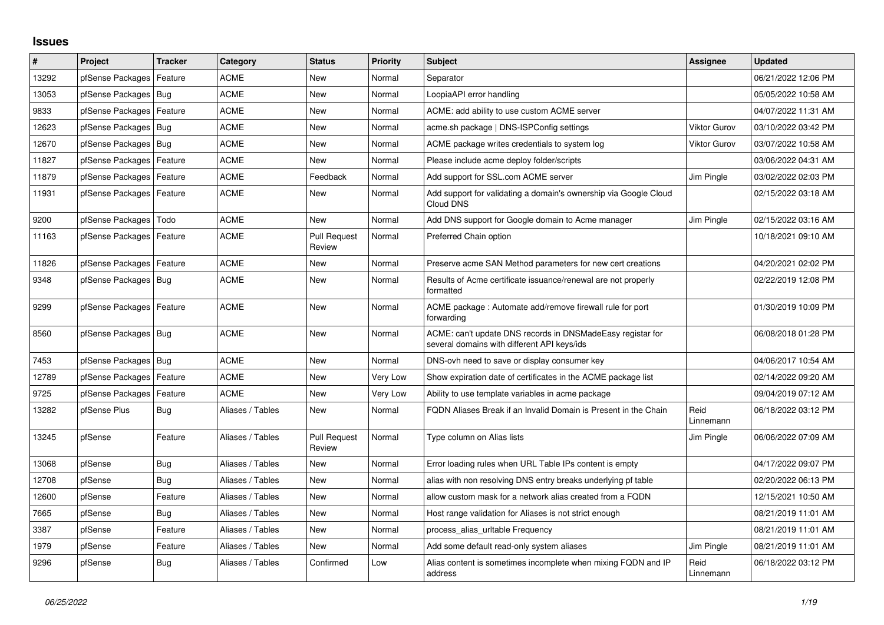# Issues

| # | Project | Tracker | Category | Status | Priority | Subject | Assignee | Updated |
|---|---|---|---|---|---|---|---|---|
| 13292 | pfSense Packages | Feature | ACME | New | Normal | Separator | | 06/21/2022 12:06 PM |
| 13053 | pfSense Packages | Bug | ACME | New | Normal | LoopiaAPI error handling | | 05/05/2022 10:58 AM |
| 9833 | pfSense Packages | Feature | ACME | New | Normal | ACME: add ability to use custom ACME server | | 04/07/2022 11:31 AM |
| 12623 | pfSense Packages | Bug | ACME | New | Normal | acme.sh package \| DNS-ISPConfig settings | Viktor Gurov | 03/10/2022 03:42 PM |
| 12670 | pfSense Packages | Bug | ACME | New | Normal | ACME package writes credentials to system log | Viktor Gurov | 03/07/2022 10:58 AM |
| 11827 | pfSense Packages | Feature | ACME | New | Normal | Please include acme deploy folder/scripts | | 03/06/2022 04:31 AM |
| 11879 | pfSense Packages | Feature | ACME | Feedback | Normal | Add support for SSL.com ACME server | Jim Pingle | 03/02/2022 02:03 PM |
| 11931 | pfSense Packages | Feature | ACME | New | Normal | Add support for validating a domain's ownership via Google Cloud Cloud DNS | | 02/15/2022 03:18 AM |
| 9200 | pfSense Packages | Todo | ACME | New | Normal | Add DNS support for Google domain to Acme manager | Jim Pingle | 02/15/2022 03:16 AM |
| 11163 | pfSense Packages | Feature | ACME | Pull Request Review | Normal | Preferred Chain option | | 10/18/2021 09:10 AM |
| 11826 | pfSense Packages | Feature | ACME | New | Normal | Preserve acme SAN Method parameters for new cert creations | | 04/20/2021 02:02 PM |
| 9348 | pfSense Packages | Bug | ACME | New | Normal | Results of Acme certificate issuance/renewal are not properly formatted | | 02/22/2019 12:08 PM |
| 9299 | pfSense Packages | Feature | ACME | New | Normal | ACME package : Automate add/remove firewall rule for port forwarding | | 01/30/2019 10:09 PM |
| 8560 | pfSense Packages | Bug | ACME | New | Normal | ACME: can't update DNS records in DNSMadeEasy registar for several domains with different API keys/ids | | 06/08/2018 01:28 PM |
| 7453 | pfSense Packages | Bug | ACME | New | Normal | DNS-ovh need to save or display consumer key | | 04/06/2017 10:54 AM |
| 12789 | pfSense Packages | Feature | ACME | New | Very Low | Show expiration date of certificates in the ACME package list | | 02/14/2022 09:20 AM |
| 9725 | pfSense Packages | Feature | ACME | New | Very Low | Ability to use template variables in acme package | | 09/04/2019 07:12 AM |
| 13282 | pfSense Plus | Bug | Aliases / Tables | New | Normal | FQDN Aliases Break if an Invalid Domain is Present in the Chain | Reid Linnemann | 06/18/2022 03:12 PM |
| 13245 | pfSense | Feature | Aliases / Tables | Pull Request Review | Normal | Type column on Alias lists | Jim Pingle | 06/06/2022 07:09 AM |
| 13068 | pfSense | Bug | Aliases / Tables | New | Normal | Error loading rules when URL Table IPs content is empty | | 04/17/2022 09:07 PM |
| 12708 | pfSense | Bug | Aliases / Tables | New | Normal | alias with non resolving DNS entry breaks underlying pf table | | 02/20/2022 06:13 PM |
| 12600 | pfSense | Feature | Aliases / Tables | New | Normal | allow custom mask for a network alias created from a FQDN | | 12/15/2021 10:50 AM |
| 7665 | pfSense | Bug | Aliases / Tables | New | Normal | Host range validation for Aliases is not strict enough | | 08/21/2019 11:01 AM |
| 3387 | pfSense | Feature | Aliases / Tables | New | Normal | process_alias_urltable Frequency | | 08/21/2019 11:01 AM |
| 1979 | pfSense | Feature | Aliases / Tables | New | Normal | Add some default read-only system aliases | Jim Pingle | 08/21/2019 11:01 AM |
| 9296 | pfSense | Bug | Aliases / Tables | Confirmed | Low | Alias content is sometimes incomplete when mixing FQDN and IP address | Reid Linnemann | 06/18/2022 03:12 PM |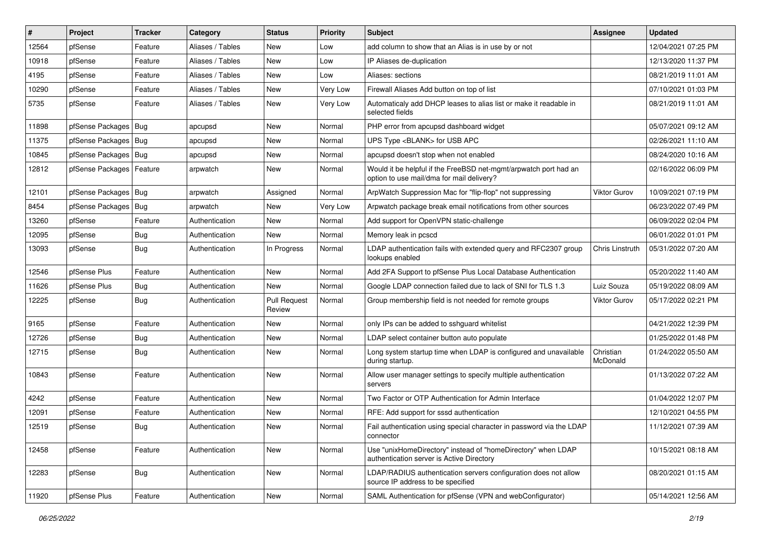| # | Project | Tracker | Category | Status | Priority | Subject | Assignee | Updated |
|---|---|---|---|---|---|---|---|---|
| 12564 | pfSense | Feature | Aliases / Tables | New | Low | add column to show that an Alias is in use by or not | | 12/04/2021 07:25 PM |
| 10918 | pfSense | Feature | Aliases / Tables | New | Low | IP Aliases de-duplication | | 12/13/2020 11:37 PM |
| 4195 | pfSense | Feature | Aliases / Tables | New | Low | Aliases: sections | | 08/21/2019 11:01 AM |
| 10290 | pfSense | Feature | Aliases / Tables | New | Very Low | Firewall Aliases Add button on top of list | | 07/10/2021 01:03 PM |
| 5735 | pfSense | Feature | Aliases / Tables | New | Very Low | Automaticaly add DHCP leases to alias list or make it readable in selected fields | | 08/21/2019 11:01 AM |
| 11898 | pfSense Packages | Bug | apcupsd | New | Normal | PHP error from apcupsd dashboard widget | | 05/07/2021 09:12 AM |
| 11375 | pfSense Packages | Bug | apcupsd | New | Normal | UPS Type <BLANK> for USB APC | | 02/26/2021 11:10 AM |
| 10845 | pfSense Packages | Bug | apcupsd | New | Normal | apcupsd doesn't stop when not enabled | | 08/24/2020 10:16 AM |
| 12812 | pfSense Packages | Feature | arpwatch | New | Normal | Would it be helpful if the FreeBSD net-mgmt/arpwatch port had an option to use mail/dma for mail delivery? | | 02/16/2022 06:09 PM |
| 12101 | pfSense Packages | Bug | arpwatch | Assigned | Normal | ArpWatch Suppression Mac for "flip-flop" not suppressing | Viktor Gurov | 10/09/2021 07:19 PM |
| 8454 | pfSense Packages | Bug | arpwatch | New | Very Low | Arpwatch package break email notifications from other sources | | 06/23/2022 07:49 PM |
| 13260 | pfSense | Feature | Authentication | New | Normal | Add support for OpenVPN static-challenge | | 06/09/2022 02:04 PM |
| 12095 | pfSense | Bug | Authentication | New | Normal | Memory leak in pcscd | | 06/01/2022 01:01 PM |
| 13093 | pfSense | Bug | Authentication | In Progress | Normal | LDAP authentication fails with extended query and RFC2307 group lookups enabled | Chris Linstruth | 05/31/2022 07:20 AM |
| 12546 | pfSense Plus | Feature | Authentication | New | Normal | Add 2FA Support to pfSense Plus Local Database Authentication | | 05/20/2022 11:40 AM |
| 11626 | pfSense Plus | Bug | Authentication | New | Normal | Google LDAP connection failed due to lack of SNI for TLS 1.3 | Luiz Souza | 05/19/2022 08:09 AM |
| 12225 | pfSense | Bug | Authentication | Pull Request Review | Normal | Group membership field is not needed for remote groups | Viktor Gurov | 05/17/2022 02:21 PM |
| 9165 | pfSense | Feature | Authentication | New | Normal | only IPs can be added to sshguard whitelist | | 04/21/2022 12:39 PM |
| 12726 | pfSense | Bug | Authentication | New | Normal | LDAP select container button auto populate | | 01/25/2022 01:48 PM |
| 12715 | pfSense | Bug | Authentication | New | Normal | Long system startup time when LDAP is configured and unavailable during startup. | Christian McDonald | 01/24/2022 05:50 AM |
| 10843 | pfSense | Feature | Authentication | New | Normal | Allow user manager settings to specify multiple authentication servers | | 01/13/2022 07:22 AM |
| 4242 | pfSense | Feature | Authentication | New | Normal | Two Factor or OTP Authentication for Admin Interface | | 01/04/2022 12:07 PM |
| 12091 | pfSense | Feature | Authentication | New | Normal | RFE: Add support for sssd authentication | | 12/10/2021 04:55 PM |
| 12519 | pfSense | Bug | Authentication | New | Normal | Fail authentication using special character in password via the LDAP connector | | 11/12/2021 07:39 AM |
| 12458 | pfSense | Feature | Authentication | New | Normal | Use "unixHomeDirectory" instead of "homeDirectory" when LDAP authentication server is Active Directory | | 10/15/2021 08:18 AM |
| 12283 | pfSense | Bug | Authentication | New | Normal | LDAP/RADIUS authentication servers configuration does not allow source IP address to be specified | | 08/20/2021 01:15 AM |
| 11920 | pfSense Plus | Feature | Authentication | New | Normal | SAML Authentication for pfSense (VPN and webConfigurator) | | 05/14/2021 12:56 AM |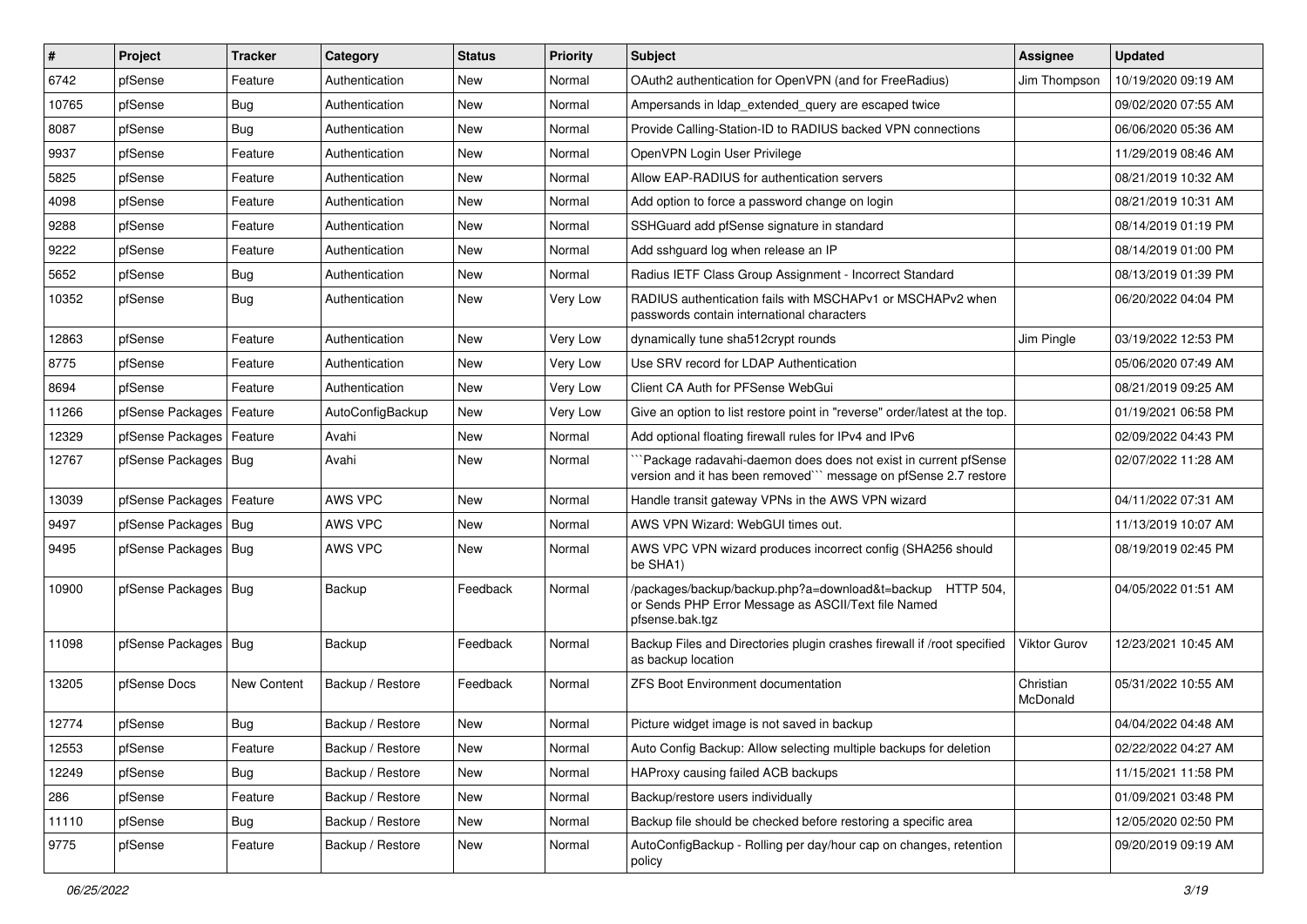| # | Project | Tracker | Category | Status | Priority | Subject | Assignee | Updated |
|---|---|---|---|---|---|---|---|---|
| 6742 | pfSense | Feature | Authentication | New | Normal | OAuth2 authentication for OpenVPN (and for FreeRadius) | Jim Thompson | 10/19/2020 09:19 AM |
| 10765 | pfSense | Bug | Authentication | New | Normal | Ampersands in ldap_extended_query are escaped twice | | 09/02/2020 07:55 AM |
| 8087 | pfSense | Bug | Authentication | New | Normal | Provide Calling-Station-ID to RADIUS backed VPN connections | | 06/06/2020 05:36 AM |
| 9937 | pfSense | Feature | Authentication | New | Normal | OpenVPN Login User Privilege | | 11/29/2019 08:46 AM |
| 5825 | pfSense | Feature | Authentication | New | Normal | Allow EAP-RADIUS for authentication servers | | 08/21/2019 10:32 AM |
| 4098 | pfSense | Feature | Authentication | New | Normal | Add option to force a password change on login | | 08/21/2019 10:31 AM |
| 9288 | pfSense | Feature | Authentication | New | Normal | SSHGuard add pfSense signature in standard | | 08/14/2019 01:19 PM |
| 9222 | pfSense | Feature | Authentication | New | Normal | Add sshguard log when release an IP | | 08/14/2019 01:00 PM |
| 5652 | pfSense | Bug | Authentication | New | Normal | Radius IETF Class Group Assignment - Incorrect Standard | | 08/13/2019 01:39 PM |
| 10352 | pfSense | Bug | Authentication | New | Very Low | RADIUS authentication fails with MSCHAPv1 or MSCHAPv2 when passwords contain international characters | | 06/20/2022 04:04 PM |
| 12863 | pfSense | Feature | Authentication | New | Very Low | dynamically tune sha512crypt rounds | Jim Pingle | 03/19/2022 12:53 PM |
| 8775 | pfSense | Feature | Authentication | New | Very Low | Use SRV record for LDAP Authentication | | 05/06/2020 07:49 AM |
| 8694 | pfSense | Feature | Authentication | New | Very Low | Client CA Auth for PFSense WebGui | | 08/21/2019 09:25 AM |
| 11266 | pfSense Packages | Feature | AutoConfigBackup | New | Very Low | Give an option to list restore point in "reverse" order/latest at the top. | | 01/19/2021 06:58 PM |
| 12329 | pfSense Packages | Feature | Avahi | New | Normal | Add optional floating firewall rules for IPv4 and IPv6 | | 02/09/2022 04:43 PM |
| 12767 | pfSense Packages | Bug | Avahi | New | Normal | ```Package radavahi-daemon does does not exist in current pfSense version and it has been removed``` message on pfSense 2.7 restore | | 02/07/2022 11:28 AM |
| 13039 | pfSense Packages | Feature | AWS VPC | New | Normal | Handle transit gateway VPNs in the AWS VPN wizard | | 04/11/2022 07:31 AM |
| 9497 | pfSense Packages | Bug | AWS VPC | New | Normal | AWS VPN Wizard: WebGUI times out. | | 11/13/2019 10:07 AM |
| 9495 | pfSense Packages | Bug | AWS VPC | New | Normal | AWS VPC VPN wizard produces incorrect config (SHA256 should be SHA1) | | 08/19/2019 02:45 PM |
| 10900 | pfSense Packages | Bug | Backup | Feedback | Normal | /packages/backup/backup.php?a=download&t=backup HTTP 504, or Sends PHP Error Message as ASCII/Text file Named pfsense.bak.tgz | | 04/05/2022 01:51 AM |
| 11098 | pfSense Packages | Bug | Backup | Feedback | Normal | Backup Files and Directories plugin crashes firewall if /root specified as backup location | Viktor Gurov | 12/23/2021 10:45 AM |
| 13205 | pfSense Docs | New Content | Backup / Restore | Feedback | Normal | ZFS Boot Environment documentation | Christian McDonald | 05/31/2022 10:55 AM |
| 12774 | pfSense | Bug | Backup / Restore | New | Normal | Picture widget image is not saved in backup | | 04/04/2022 04:48 AM |
| 12553 | pfSense | Feature | Backup / Restore | New | Normal | Auto Config Backup: Allow selecting multiple backups for deletion | | 02/22/2022 04:27 AM |
| 12249 | pfSense | Bug | Backup / Restore | New | Normal | HAProxy causing failed ACB backups | | 11/15/2021 11:58 PM |
| 286 | pfSense | Feature | Backup / Restore | New | Normal | Backup/restore users individually | | 01/09/2021 03:48 PM |
| 11110 | pfSense | Bug | Backup / Restore | New | Normal | Backup file should be checked before restoring a specific area | | 12/05/2020 02:50 PM |
| 9775 | pfSense | Feature | Backup / Restore | New | Normal | AutoConfigBackup - Rolling per day/hour cap on changes, retention policy | | 09/20/2019 09:19 AM |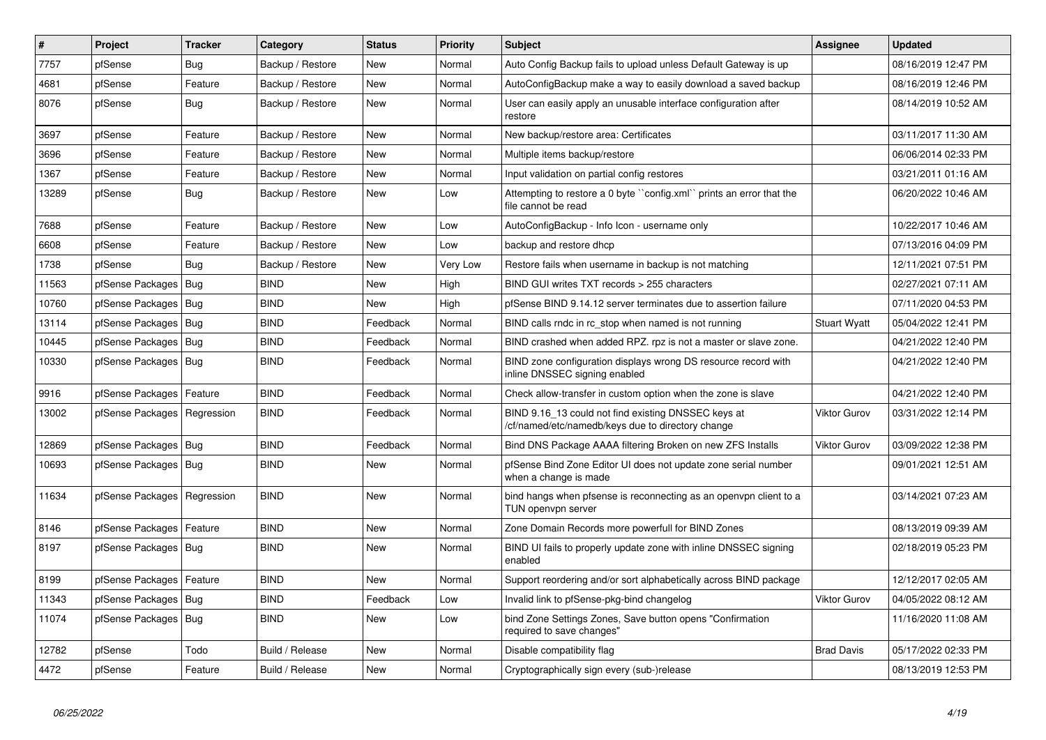| # | Project | Tracker | Category | Status | Priority | Subject | Assignee | Updated |
|---|---|---|---|---|---|---|---|---|
| 7757 | pfSense | Bug | Backup / Restore | New | Normal | Auto Config Backup fails to upload unless Default Gateway is up | | 08/16/2019 12:47 PM |
| 4681 | pfSense | Feature | Backup / Restore | New | Normal | AutoConfigBackup make a way to easily download a saved backup | | 08/16/2019 12:46 PM |
| 8076 | pfSense | Bug | Backup / Restore | New | Normal | User can easily apply an unusable interface configuration after restore | | 08/14/2019 10:52 AM |
| 3697 | pfSense | Feature | Backup / Restore | New | Normal | New backup/restore area: Certificates | | 03/11/2017 11:30 AM |
| 3696 | pfSense | Feature | Backup / Restore | New | Normal | Multiple items backup/restore | | 06/06/2014 02:33 PM |
| 1367 | pfSense | Feature | Backup / Restore | New | Normal | Input validation on partial config restores | | 03/21/2011 01:16 AM |
| 13289 | pfSense | Bug | Backup / Restore | New | Low | Attempting to restore a 0 byte ``config.xml`` prints an error that the file cannot be read | | 06/20/2022 10:46 AM |
| 7688 | pfSense | Feature | Backup / Restore | New | Low | AutoConfigBackup - Info Icon - username only | | 10/22/2017 10:46 AM |
| 6608 | pfSense | Feature | Backup / Restore | New | Low | backup and restore dhcp | | 07/13/2016 04:09 PM |
| 1738 | pfSense | Bug | Backup / Restore | New | Very Low | Restore fails when username in backup is not matching | | 12/11/2021 07:51 PM |
| 11563 | pfSense Packages | Bug | BIND | New | High | BIND GUI writes TXT records > 255 characters | | 02/27/2021 07:11 AM |
| 10760 | pfSense Packages | Bug | BIND | New | High | pfSense BIND 9.14.12 server terminates due to assertion failure | | 07/11/2020 04:53 PM |
| 13114 | pfSense Packages | Bug | BIND | Feedback | Normal | BIND calls rndc in rc_stop when named is not running | Stuart Wyatt | 05/04/2022 12:41 PM |
| 10445 | pfSense Packages | Bug | BIND | Feedback | Normal | BIND crashed when added RPZ. rpz is not a master or slave zone. | | 04/21/2022 12:40 PM |
| 10330 | pfSense Packages | Bug | BIND | Feedback | Normal | BIND zone configuration displays wrong DS resource record with inline DNSSEC signing enabled | | 04/21/2022 12:40 PM |
| 9916 | pfSense Packages | Feature | BIND | Feedback | Normal | Check allow-transfer in custom option when the zone is slave | | 04/21/2022 12:40 PM |
| 13002 | pfSense Packages | Regression | BIND | Feedback | Normal | BIND 9.16_13 could not find existing DNSSEC keys at /cf/named/etc/namedb/keys due to directory change | Viktor Gurov | 03/31/2022 12:14 PM |
| 12869 | pfSense Packages | Bug | BIND | Feedback | Normal | Bind DNS Package AAAA filtering Broken on new ZFS Installs | Viktor Gurov | 03/09/2022 12:38 PM |
| 10693 | pfSense Packages | Bug | BIND | New | Normal | pfSense Bind Zone Editor UI does not update zone serial number when a change is made | | 09/01/2021 12:51 AM |
| 11634 | pfSense Packages | Regression | BIND | New | Normal | bind hangs when pfsense is reconnecting as an openvpn client to a TUN openvpn server | | 03/14/2021 07:23 AM |
| 8146 | pfSense Packages | Feature | BIND | New | Normal | Zone Domain Records more powerfull for BIND Zones | | 08/13/2019 09:39 AM |
| 8197 | pfSense Packages | Bug | BIND | New | Normal | BIND UI fails to properly update zone with inline DNSSEC signing enabled | | 02/18/2019 05:23 PM |
| 8199 | pfSense Packages | Feature | BIND | New | Normal | Support reordering and/or sort alphabetically across BIND package | | 12/12/2017 02:05 AM |
| 11343 | pfSense Packages | Bug | BIND | Feedback | Low | Invalid link to pfSense-pkg-bind changelog | Viktor Gurov | 04/05/2022 08:12 AM |
| 11074 | pfSense Packages | Bug | BIND | New | Low | bind Zone Settings Zones, Save button opens "Confirmation required to save changes" | | 11/16/2020 11:08 AM |
| 12782 | pfSense | Todo | Build / Release | New | Normal | Disable compatibility flag | Brad Davis | 05/17/2022 02:33 PM |
| 4472 | pfSense | Feature | Build / Release | New | Normal | Cryptographically sign every (sub-)release | | 08/13/2019 12:53 PM |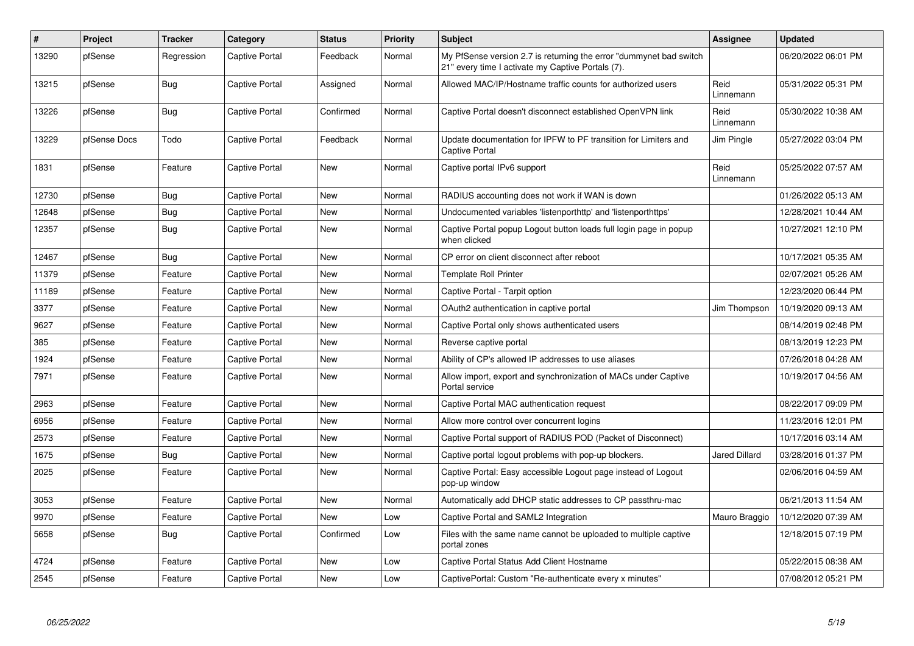| # | Project | Tracker | Category | Status | Priority | Subject | Assignee | Updated |
|---|---|---|---|---|---|---|---|---|
| 13290 | pfSense | Regression | Captive Portal | Feedback | Normal | My PfSense version 2.7 is returning the error "dummynet bad switch 21" every time I activate my Captive Portals (7). | | 06/20/2022 06:01 PM |
| 13215 | pfSense | Bug | Captive Portal | Assigned | Normal | Allowed MAC/IP/Hostname traffic counts for authorized users | Reid Linnemann | 05/31/2022 05:31 PM |
| 13226 | pfSense | Bug | Captive Portal | Confirmed | Normal | Captive Portal doesn't disconnect established OpenVPN link | Reid Linnemann | 05/30/2022 10:38 AM |
| 13229 | pfSense Docs | Todo | Captive Portal | Feedback | Normal | Update documentation for IPFW to PF transition for Limiters and Captive Portal | Jim Pingle | 05/27/2022 03:04 PM |
| 1831 | pfSense | Feature | Captive Portal | New | Normal | Captive portal IPv6 support | Reid Linnemann | 05/25/2022 07:57 AM |
| 12730 | pfSense | Bug | Captive Portal | New | Normal | RADIUS accounting does not work if WAN is down | | 01/26/2022 05:13 AM |
| 12648 | pfSense | Bug | Captive Portal | New | Normal | Undocumented variables 'listenporthttp' and 'listenporthttps' | | 12/28/2021 10:44 AM |
| 12357 | pfSense | Bug | Captive Portal | New | Normal | Captive Portal popup Logout button loads full login page in popup when clicked | | 10/27/2021 12:10 PM |
| 12467 | pfSense | Bug | Captive Portal | New | Normal | CP error on client disconnect after reboot | | 10/17/2021 05:35 AM |
| 11379 | pfSense | Feature | Captive Portal | New | Normal | Template Roll Printer | | 02/07/2021 05:26 AM |
| 11189 | pfSense | Feature | Captive Portal | New | Normal | Captive Portal - Tarpit option | | 12/23/2020 06:44 PM |
| 3377 | pfSense | Feature | Captive Portal | New | Normal | OAuth2 authentication in captive portal | Jim Thompson | 10/19/2020 09:13 AM |
| 9627 | pfSense | Feature | Captive Portal | New | Normal | Captive Portal only shows authenticated users | | 08/14/2019 02:48 PM |
| 385 | pfSense | Feature | Captive Portal | New | Normal | Reverse captive portal | | 08/13/2019 12:23 PM |
| 1924 | pfSense | Feature | Captive Portal | New | Normal | Ability of CP's allowed IP addresses to use aliases | | 07/26/2018 04:28 AM |
| 7971 | pfSense | Feature | Captive Portal | New | Normal | Allow import, export and synchronization of MACs under Captive Portal service | | 10/19/2017 04:56 AM |
| 2963 | pfSense | Feature | Captive Portal | New | Normal | Captive Portal MAC authentication request | | 08/22/2017 09:09 PM |
| 6956 | pfSense | Feature | Captive Portal | New | Normal | Allow more control over concurrent logins | | 11/23/2016 12:01 PM |
| 2573 | pfSense | Feature | Captive Portal | New | Normal | Captive Portal support of RADIUS POD (Packet of Disconnect) | | 10/17/2016 03:14 AM |
| 1675 | pfSense | Bug | Captive Portal | New | Normal | Captive portal logout problems with pop-up blockers. | Jared Dillard | 03/28/2016 01:37 PM |
| 2025 | pfSense | Feature | Captive Portal | New | Normal | Captive Portal: Easy accessible Logout page instead of Logout pop-up window | | 02/06/2016 04:59 AM |
| 3053 | pfSense | Feature | Captive Portal | New | Normal | Automatically add DHCP static addresses to CP passthru-mac | | 06/21/2013 11:54 AM |
| 9970 | pfSense | Feature | Captive Portal | New | Low | Captive Portal and SAML2 Integration | Mauro Braggio | 10/12/2020 07:39 AM |
| 5658 | pfSense | Bug | Captive Portal | Confirmed | Low | Files with the same name cannot be uploaded to multiple captive portal zones | | 12/18/2015 07:19 PM |
| 4724 | pfSense | Feature | Captive Portal | New | Low | Captive Portal Status Add Client Hostname | | 05/22/2015 08:38 AM |
| 2545 | pfSense | Feature | Captive Portal | New | Low | CaptivePortal: Custom "Re-authenticate every x minutes" | | 07/08/2012 05:21 PM |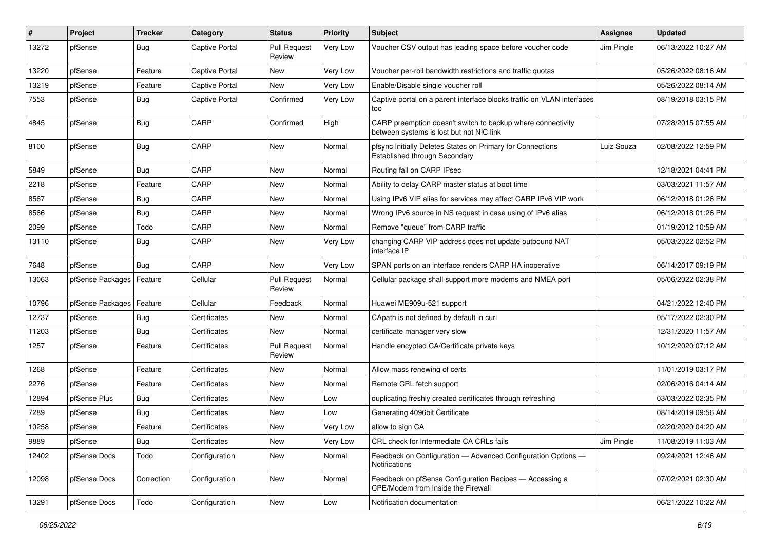| # | Project | Tracker | Category | Status | Priority | Subject | Assignee | Updated |
| --- | --- | --- | --- | --- | --- | --- | --- | --- |
| 13272 | pfSense | Bug | Captive Portal | Pull Request Review | Very Low | Voucher CSV output has leading space before voucher code | Jim Pingle | 06/13/2022 10:27 AM |
| 13220 | pfSense | Feature | Captive Portal | New | Very Low | Voucher per-roll bandwidth restrictions and traffic quotas | | 05/26/2022 08:16 AM |
| 13219 | pfSense | Feature | Captive Portal | New | Very Low | Enable/Disable single voucher roll | | 05/26/2022 08:14 AM |
| 7553 | pfSense | Bug | Captive Portal | Confirmed | Very Low | Captive portal on a parent interface blocks traffic on VLAN interfaces too | | 08/19/2018 03:15 PM |
| 4845 | pfSense | Bug | CARP | Confirmed | High | CARP preemption doesn't switch to backup where connectivity between systems is lost but not NIC link | | 07/28/2015 07:55 AM |
| 8100 | pfSense | Bug | CARP | New | Normal | pfsync Initially Deletes States on Primary for Connections Established through Secondary | Luiz Souza | 02/08/2022 12:59 PM |
| 5849 | pfSense | Bug | CARP | New | Normal | Routing fail on CARP IPsec | | 12/18/2021 04:41 PM |
| 2218 | pfSense | Feature | CARP | New | Normal | Ability to delay CARP master status at boot time | | 03/03/2021 11:57 AM |
| 8567 | pfSense | Bug | CARP | New | Normal | Using IPv6 VIP alias for services may affect CARP IPv6 VIP work | | 06/12/2018 01:26 PM |
| 8566 | pfSense | Bug | CARP | New | Normal | Wrong IPv6 source in NS request in case using of IPv6 alias | | 06/12/2018 01:26 PM |
| 2099 | pfSense | Todo | CARP | New | Normal | Remove "queue" from CARP traffic | | 01/19/2012 10:59 AM |
| 13110 | pfSense | Bug | CARP | New | Very Low | changing CARP VIP address does not update outbound NAT interface IP | | 05/03/2022 02:52 PM |
| 7648 | pfSense | Bug | CARP | New | Very Low | SPAN ports on an interface renders CARP HA inoperative | | 06/14/2017 09:19 PM |
| 13063 | pfSense Packages | Feature | Cellular | Pull Request Review | Normal | Cellular package shall support more modems and NMEA port | | 05/06/2022 02:38 PM |
| 10796 | pfSense Packages | Feature | Cellular | Feedback | Normal | Huawei ME909u-521 support | | 04/21/2022 12:40 PM |
| 12737 | pfSense | Bug | Certificates | New | Normal | CApath is not defined by default in curl | | 05/17/2022 02:30 PM |
| 11203 | pfSense | Bug | Certificates | New | Normal | certificate manager very slow | | 12/31/2020 11:57 AM |
| 1257 | pfSense | Feature | Certificates | Pull Request Review | Normal | Handle encypted CA/Certificate private keys | | 10/12/2020 07:12 AM |
| 1268 | pfSense | Feature | Certificates | New | Normal | Allow mass renewing of certs | | 11/01/2019 03:17 PM |
| 2276 | pfSense | Feature | Certificates | New | Normal | Remote CRL fetch support | | 02/06/2016 04:14 AM |
| 12894 | pfSense Plus | Bug | Certificates | New | Low | duplicating freshly created certificates through refreshing | | 03/03/2022 02:35 PM |
| 7289 | pfSense | Bug | Certificates | New | Low | Generating 4096bit Certificate | | 08/14/2019 09:56 AM |
| 10258 | pfSense | Feature | Certificates | New | Very Low | allow to sign CA | | 02/20/2020 04:20 AM |
| 9889 | pfSense | Bug | Certificates | New | Very Low | CRL check for Intermediate CA CRLs fails | Jim Pingle | 11/08/2019 11:03 AM |
| 12402 | pfSense Docs | Todo | Configuration | New | Normal | Feedback on Configuration — Advanced Configuration Options — Notifications | | 09/24/2021 12:46 AM |
| 12098 | pfSense Docs | Correction | Configuration | New | Normal | Feedback on pfSense Configuration Recipes — Accessing a CPE/Modem from Inside the Firewall | | 07/02/2021 02:30 AM |
| 13291 | pfSense Docs | Todo | Configuration | New | Low | Notification documentation | | 06/21/2022 10:22 AM |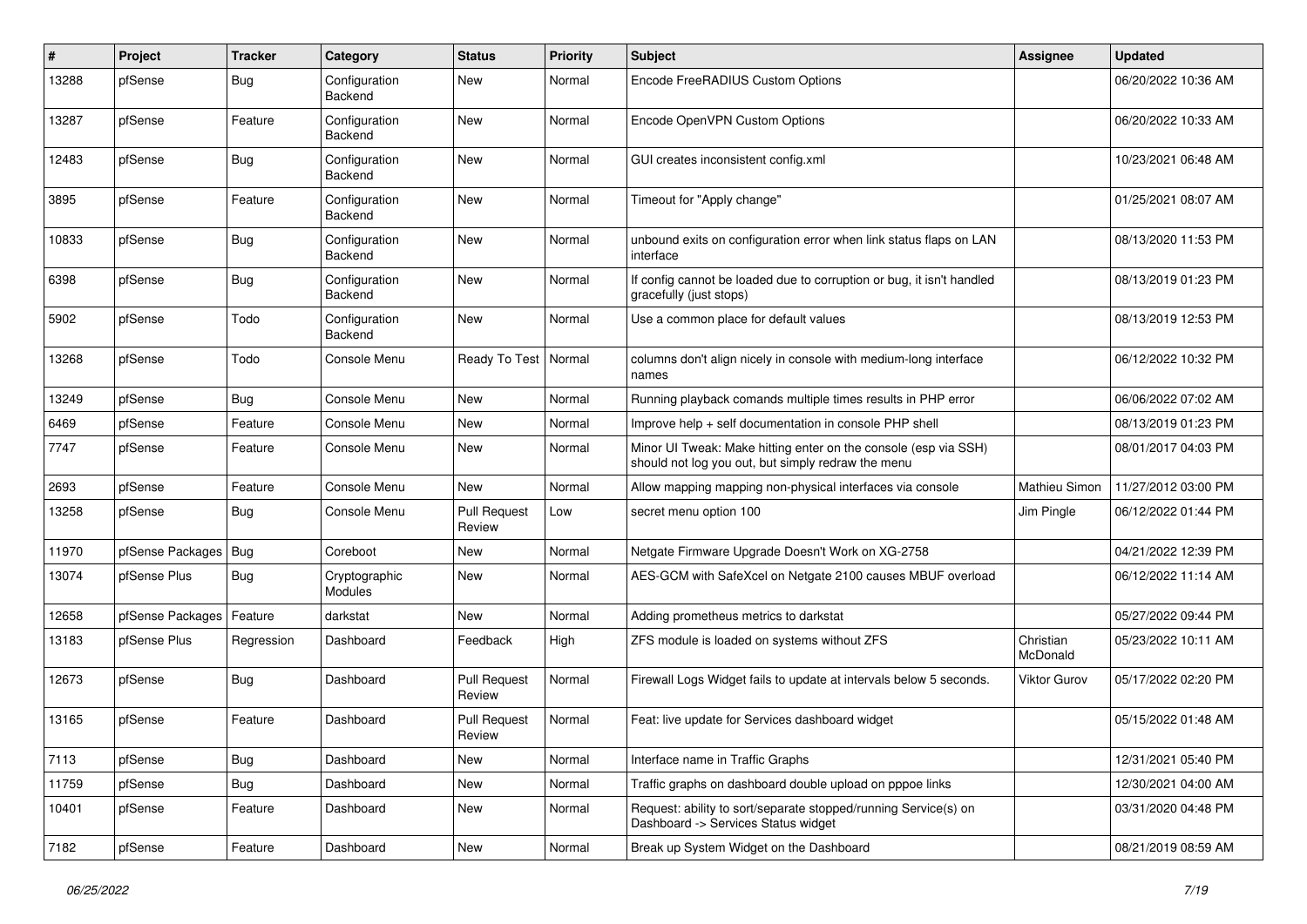| # | Project | Tracker | Category | Status | Priority | Subject | Assignee | Updated |
|---|---|---|---|---|---|---|---|---|
| 13288 | pfSense | Bug | Configuration Backend | New | Normal | Encode FreeRADIUS Custom Options | | 06/20/2022 10:36 AM |
| 13287 | pfSense | Feature | Configuration Backend | New | Normal | Encode OpenVPN Custom Options | | 06/20/2022 10:33 AM |
| 12483 | pfSense | Bug | Configuration Backend | New | Normal | GUI creates inconsistent config.xml | | 10/23/2021 06:48 AM |
| 3895 | pfSense | Feature | Configuration Backend | New | Normal | Timeout for "Apply change" | | 01/25/2021 08:07 AM |
| 10833 | pfSense | Bug | Configuration Backend | New | Normal | unbound exits on configuration error when link status flaps on LAN interface | | 08/13/2020 11:53 PM |
| 6398 | pfSense | Bug | Configuration Backend | New | Normal | If config cannot be loaded due to corruption or bug, it isn't handled gracefully (just stops) | | 08/13/2019 01:23 PM |
| 5902 | pfSense | Todo | Configuration Backend | New | Normal | Use a common place for default values | | 08/13/2019 12:53 PM |
| 13268 | pfSense | Todo | Console Menu | Ready To Test | Normal | columns don't align nicely in console with medium-long interface names | | 06/12/2022 10:32 PM |
| 13249 | pfSense | Bug | Console Menu | New | Normal | Running playback comands multiple times results in PHP error | | 06/06/2022 07:02 AM |
| 6469 | pfSense | Feature | Console Menu | New | Normal | Improve help + self documentation in console PHP shell | | 08/13/2019 01:23 PM |
| 7747 | pfSense | Feature | Console Menu | New | Normal | Minor UI Tweak: Make hitting enter on the console (esp via SSH) should not log you out, but simply redraw the menu | | 08/01/2017 04:03 PM |
| 2693 | pfSense | Feature | Console Menu | New | Normal | Allow mapping mapping non-physical interfaces via console | Mathieu Simon | 11/27/2012 03:00 PM |
| 13258 | pfSense | Bug | Console Menu | Pull Request Review | Low | secret menu option 100 | Jim Pingle | 06/12/2022 01:44 PM |
| 11970 | pfSense Packages | Bug | Coreboot | New | Normal | Netgate Firmware Upgrade Doesn't Work on XG-2758 | | 04/21/2022 12:39 PM |
| 13074 | pfSense Plus | Bug | Cryptographic Modules | New | Normal | AES-GCM with SafeXcel on Netgate 2100 causes MBUF overload | | 06/12/2022 11:14 AM |
| 12658 | pfSense Packages | Feature | darkstat | New | Normal | Adding prometheus metrics to darkstat | | 05/27/2022 09:44 PM |
| 13183 | pfSense Plus | Regression | Dashboard | Feedback | High | ZFS module is loaded on systems without ZFS | Christian McDonald | 05/23/2022 10:11 AM |
| 12673 | pfSense | Bug | Dashboard | Pull Request Review | Normal | Firewall Logs Widget fails to update at intervals below 5 seconds. | Viktor Gurov | 05/17/2022 02:20 PM |
| 13165 | pfSense | Feature | Dashboard | Pull Request Review | Normal | Feat: live update for Services dashboard widget | | 05/15/2022 01:48 AM |
| 7113 | pfSense | Bug | Dashboard | New | Normal | Interface name in Traffic Graphs | | 12/31/2021 05:40 PM |
| 11759 | pfSense | Bug | Dashboard | New | Normal | Traffic graphs on dashboard double upload on pppoe links | | 12/30/2021 04:00 AM |
| 10401 | pfSense | Feature | Dashboard | New | Normal | Request: ability to sort/separate stopped/running Service(s) on Dashboard -> Services Status widget | | 03/31/2020 04:48 PM |
| 7182 | pfSense | Feature | Dashboard | New | Normal | Break up System Widget on the Dashboard | | 08/21/2019 08:59 AM |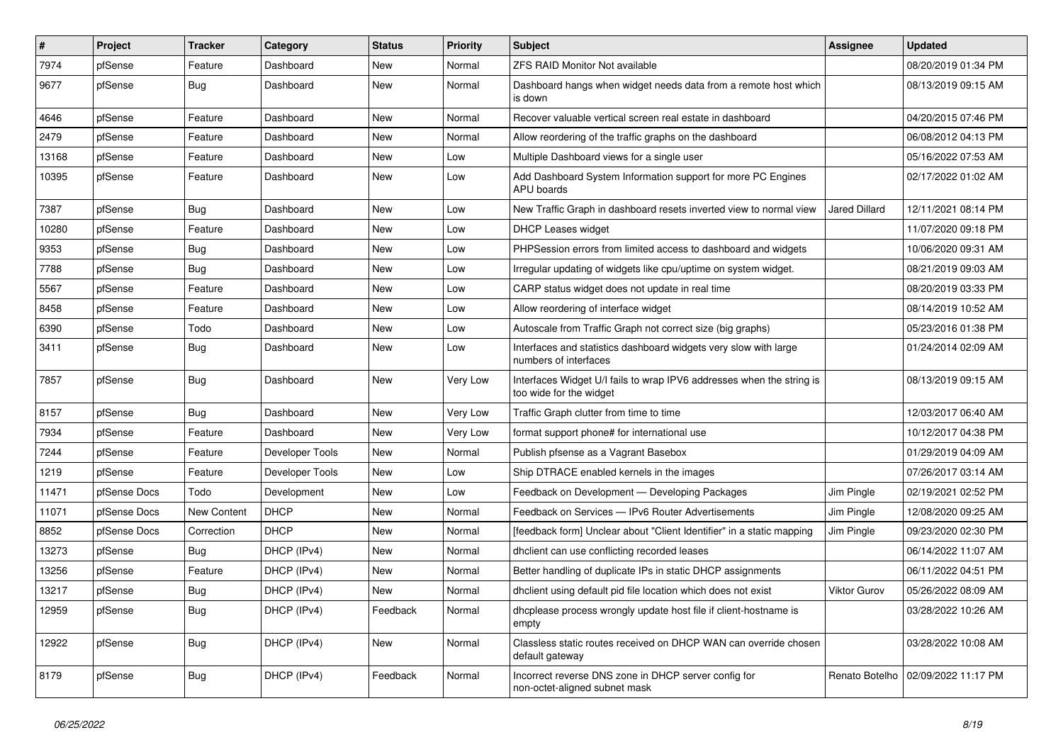| # | Project | Tracker | Category | Status | Priority | Subject | Assignee | Updated |
|---|---|---|---|---|---|---|---|---|
| 7974 | pfSense | Feature | Dashboard | New | Normal | ZFS RAID Monitor Not available | | 08/20/2019 01:34 PM |
| 9677 | pfSense | Bug | Dashboard | New | Normal | Dashboard hangs when widget needs data from a remote host which is down | | 08/13/2019 09:15 AM |
| 4646 | pfSense | Feature | Dashboard | New | Normal | Recover valuable vertical screen real estate in dashboard | | 04/20/2015 07:46 PM |
| 2479 | pfSense | Feature | Dashboard | New | Normal | Allow reordering of the traffic graphs on the dashboard | | 06/08/2012 04:13 PM |
| 13168 | pfSense | Feature | Dashboard | New | Low | Multiple Dashboard views for a single user | | 05/16/2022 07:53 AM |
| 10395 | pfSense | Feature | Dashboard | New | Low | Add Dashboard System Information support for more PC Engines APU boards | | 02/17/2022 01:02 AM |
| 7387 | pfSense | Bug | Dashboard | New | Low | New Traffic Graph in dashboard resets inverted view to normal view | Jared Dillard | 12/11/2021 08:14 PM |
| 10280 | pfSense | Feature | Dashboard | New | Low | DHCP Leases widget | | 11/07/2020 09:18 PM |
| 9353 | pfSense | Bug | Dashboard | New | Low | PHPSession errors from limited access to dashboard and widgets | | 10/06/2020 09:31 AM |
| 7788 | pfSense | Bug | Dashboard | New | Low | Irregular updating of widgets like cpu/uptime on system widget. | | 08/21/2019 09:03 AM |
| 5567 | pfSense | Feature | Dashboard | New | Low | CARP status widget does not update in real time | | 08/20/2019 03:33 PM |
| 8458 | pfSense | Feature | Dashboard | New | Low | Allow reordering of interface widget | | 08/14/2019 10:52 AM |
| 6390 | pfSense | Todo | Dashboard | New | Low | Autoscale from Traffic Graph not correct size (big graphs) | | 05/23/2016 01:38 PM |
| 3411 | pfSense | Bug | Dashboard | New | Low | Interfaces and statistics dashboard widgets very slow with large numbers of interfaces | | 01/24/2014 02:09 AM |
| 7857 | pfSense | Bug | Dashboard | New | Very Low | Interfaces Widget U/I fails to wrap IPV6 addresses when the string is too wide for the widget | | 08/13/2019 09:15 AM |
| 8157 | pfSense | Bug | Dashboard | New | Very Low | Traffic Graph clutter from time to time | | 12/03/2017 06:40 AM |
| 7934 | pfSense | Feature | Dashboard | New | Very Low | format support phone# for international use | | 10/12/2017 04:38 PM |
| 7244 | pfSense | Feature | Developer Tools | New | Normal | Publish pfsense as a Vagrant Basebox | | 01/29/2019 04:09 AM |
| 1219 | pfSense | Feature | Developer Tools | New | Low | Ship DTRACE enabled kernels in the images | | 07/26/2017 03:14 AM |
| 11471 | pfSense Docs | Todo | Development | New | Low | Feedback on Development — Developing Packages | Jim Pingle | 02/19/2021 02:52 PM |
| 11071 | pfSense Docs | New Content | DHCP | New | Normal | Feedback on Services — IPv6 Router Advertisements | Jim Pingle | 12/08/2020 09:25 AM |
| 8852 | pfSense Docs | Correction | DHCP | New | Normal | [feedback form] Unclear about "Client Identifier" in a static mapping | Jim Pingle | 09/23/2020 02:30 PM |
| 13273 | pfSense | Bug | DHCP (IPv4) | New | Normal | dhclient can use conflicting recorded leases | | 06/14/2022 11:07 AM |
| 13256 | pfSense | Feature | DHCP (IPv4) | New | Normal | Better handling of duplicate IPs in static DHCP assignments | | 06/11/2022 04:51 PM |
| 13217 | pfSense | Bug | DHCP (IPv4) | New | Normal | dhclient using default pid file location which does not exist | Viktor Gurov | 05/26/2022 08:09 AM |
| 12959 | pfSense | Bug | DHCP (IPv4) | Feedback | Normal | dhcplease process wrongly update host file if client-hostname is empty | | 03/28/2022 10:26 AM |
| 12922 | pfSense | Bug | DHCP (IPv4) | New | Normal | Classless static routes received on DHCP WAN can override chosen default gateway | | 03/28/2022 10:08 AM |
| 8179 | pfSense | Bug | DHCP (IPv4) | Feedback | Normal | Incorrect reverse DNS zone in DHCP server config for non-octet-aligned subnet mask | Renato Botelho | 02/09/2022 11:17 PM |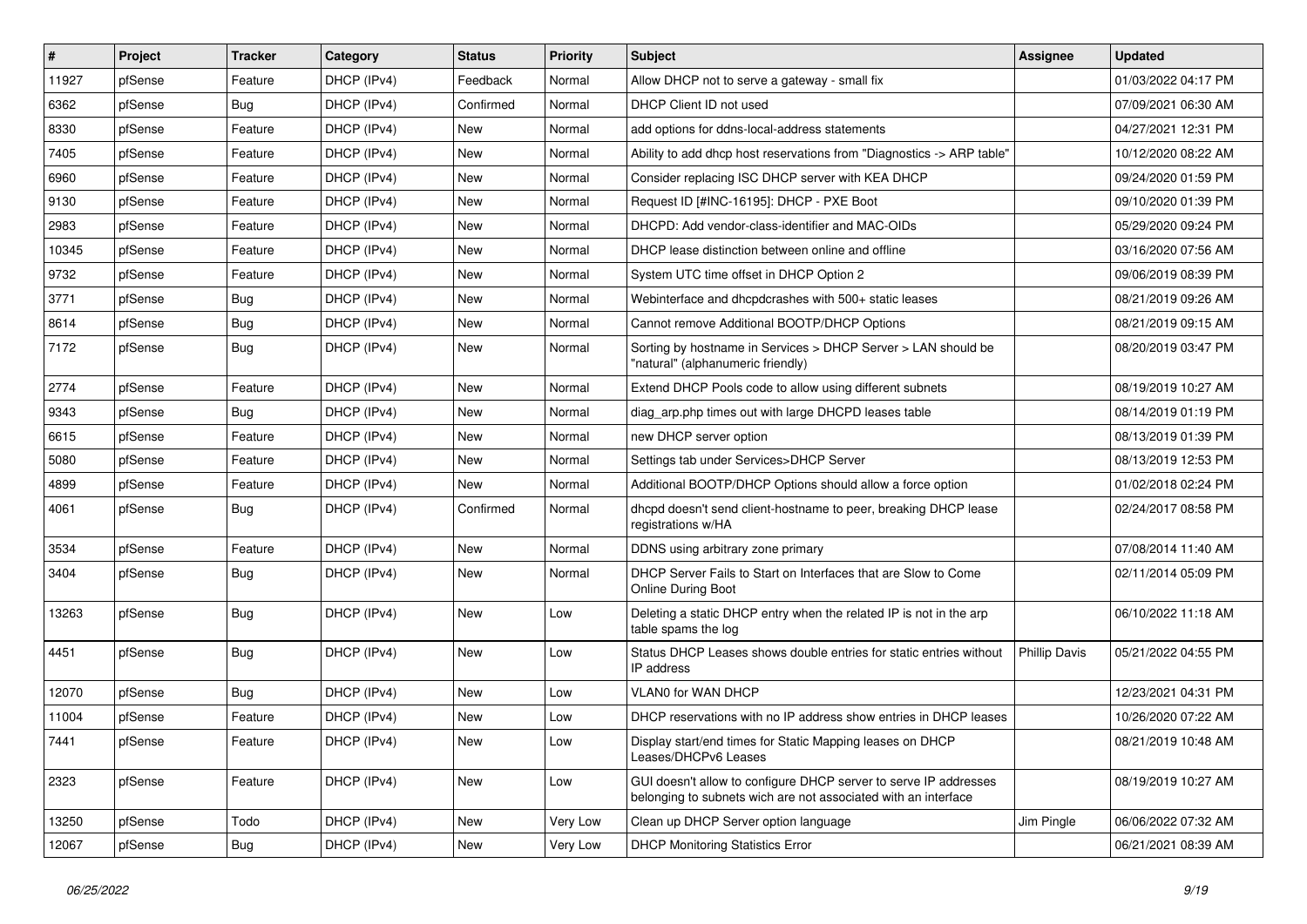| # | Project | Tracker | Category | Status | Priority | Subject | Assignee | Updated |
|---|---|---|---|---|---|---|---|---|
| 11927 | pfSense | Feature | DHCP (IPv4) | Feedback | Normal | Allow DHCP not to serve a gateway - small fix | | 01/03/2022 04:17 PM |
| 6362 | pfSense | Bug | DHCP (IPv4) | Confirmed | Normal | DHCP Client ID not used | | 07/09/2021 06:30 AM |
| 8330 | pfSense | Feature | DHCP (IPv4) | New | Normal | add options for ddns-local-address statements | | 04/27/2021 12:31 PM |
| 7405 | pfSense | Feature | DHCP (IPv4) | New | Normal | Ability to add dhcp host reservations from "Diagnostics -> ARP table" | | 10/12/2020 08:22 AM |
| 6960 | pfSense | Feature | DHCP (IPv4) | New | Normal | Consider replacing ISC DHCP server with KEA DHCP | | 09/24/2020 01:59 PM |
| 9130 | pfSense | Feature | DHCP (IPv4) | New | Normal | Request ID [#INC-16195]: DHCP - PXE Boot | | 09/10/2020 01:39 PM |
| 2983 | pfSense | Feature | DHCP (IPv4) | New | Normal | DHCPD: Add vendor-class-identifier and MAC-OIDs | | 05/29/2020 09:24 PM |
| 10345 | pfSense | Feature | DHCP (IPv4) | New | Normal | DHCP lease distinction between online and offline | | 03/16/2020 07:56 AM |
| 9732 | pfSense | Feature | DHCP (IPv4) | New | Normal | System UTC time offset in DHCP Option 2 | | 09/06/2019 08:39 PM |
| 3771 | pfSense | Bug | DHCP (IPv4) | New | Normal | Webinterface and dhcpdcrashes with 500+ static leases | | 08/21/2019 09:26 AM |
| 8614 | pfSense | Bug | DHCP (IPv4) | New | Normal | Cannot remove Additional BOOTP/DHCP Options | | 08/21/2019 09:15 AM |
| 7172 | pfSense | Bug | DHCP (IPv4) | New | Normal | Sorting by hostname in Services > DHCP Server > LAN should be "natural" (alphanumeric friendly) | | 08/20/2019 03:47 PM |
| 2774 | pfSense | Feature | DHCP (IPv4) | New | Normal | Extend DHCP Pools code to allow using different subnets | | 08/19/2019 10:27 AM |
| 9343 | pfSense | Bug | DHCP (IPv4) | New | Normal | diag_arp.php times out with large DHCPD leases table | | 08/14/2019 01:19 PM |
| 6615 | pfSense | Feature | DHCP (IPv4) | New | Normal | new DHCP server option | | 08/13/2019 01:39 PM |
| 5080 | pfSense | Feature | DHCP (IPv4) | New | Normal | Settings tab under Services>DHCP Server | | 08/13/2019 12:53 PM |
| 4899 | pfSense | Feature | DHCP (IPv4) | New | Normal | Additional BOOTP/DHCP Options should allow a force option | | 01/02/2018 02:24 PM |
| 4061 | pfSense | Bug | DHCP (IPv4) | Confirmed | Normal | dhcpd doesn't send client-hostname to peer, breaking DHCP lease registrations w/HA | | 02/24/2017 08:58 PM |
| 3534 | pfSense | Feature | DHCP (IPv4) | New | Normal | DDNS using arbitrary zone primary | | 07/08/2014 11:40 AM |
| 3404 | pfSense | Bug | DHCP (IPv4) | New | Normal | DHCP Server Fails to Start on Interfaces that are Slow to Come Online During Boot | | 02/11/2014 05:09 PM |
| 13263 | pfSense | Bug | DHCP (IPv4) | New | Low | Deleting a static DHCP entry when the related IP is not in the arp table spams the log | | 06/10/2022 11:18 AM |
| 4451 | pfSense | Bug | DHCP (IPv4) | New | Low | Status DHCP Leases shows double entries for static entries without IP address | Phillip Davis | 05/21/2022 04:55 PM |
| 12070 | pfSense | Bug | DHCP (IPv4) | New | Low | VLAN0 for WAN DHCP | | 12/23/2021 04:31 PM |
| 11004 | pfSense | Feature | DHCP (IPv4) | New | Low | DHCP reservations with no IP address show entries in DHCP leases | | 10/26/2020 07:22 AM |
| 7441 | pfSense | Feature | DHCP (IPv4) | New | Low | Display start/end times for Static Mapping leases on DHCP Leases/DHCPv6 Leases | | 08/21/2019 10:48 AM |
| 2323 | pfSense | Feature | DHCP (IPv4) | New | Low | GUI doesn't allow to configure DHCP server to serve IP addresses belonging to subnets wich are not associated with an interface | | 08/19/2019 10:27 AM |
| 13250 | pfSense | Todo | DHCP (IPv4) | New | Very Low | Clean up DHCP Server option language | Jim Pingle | 06/06/2022 07:32 AM |
| 12067 | pfSense | Bug | DHCP (IPv4) | New | Very Low | DHCP Monitoring Statistics Error | | 06/21/2021 08:39 AM |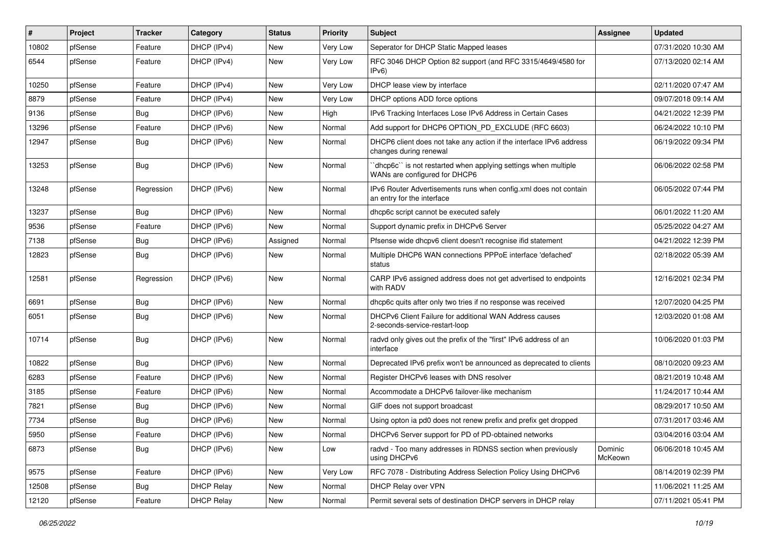| # | Project | Tracker | Category | Status | Priority | Subject | Assignee | Updated |
|---|---|---|---|---|---|---|---|---|
| 10802 | pfSense | Feature | DHCP (IPv4) | New | Very Low | Seperator for DHCP Static Mapped leases | | 07/31/2020 10:30 AM |
| 6544 | pfSense | Feature | DHCP (IPv4) | New | Very Low | RFC 3046 DHCP Option 82 support (and RFC 3315/4649/4580 for IPv6) | | 07/13/2020 02:14 AM |
| 10250 | pfSense | Feature | DHCP (IPv4) | New | Very Low | DHCP lease view by interface | | 02/11/2020 07:47 AM |
| 8879 | pfSense | Feature | DHCP (IPv4) | New | Very Low | DHCP options ADD force options | | 09/07/2018 09:14 AM |
| 9136 | pfSense | Bug | DHCP (IPv6) | New | High | IPv6 Tracking Interfaces Lose IPv6 Address in Certain Cases | | 04/21/2022 12:39 PM |
| 13296 | pfSense | Feature | DHCP (IPv6) | New | Normal | Add support for DHCP6 OPTION_PD_EXCLUDE (RFC 6603) | | 06/24/2022 10:10 PM |
| 12947 | pfSense | Bug | DHCP (IPv6) | New | Normal | DHCP6 client does not take any action if the interface IPv6 address changes during renewal | | 06/19/2022 09:34 PM |
| 13253 | pfSense | Bug | DHCP (IPv6) | New | Normal | ``dhcp6c`` is not restarted when applying settings when multiple WANs are configured for DHCP6 | | 06/06/2022 02:58 PM |
| 13248 | pfSense | Regression | DHCP (IPv6) | New | Normal | IPv6 Router Advertisements runs when config.xml does not contain an entry for the interface | | 06/05/2022 07:44 PM |
| 13237 | pfSense | Bug | DHCP (IPv6) | New | Normal | dhcp6c script cannot be executed safely | | 06/01/2022 11:20 AM |
| 9536 | pfSense | Feature | DHCP (IPv6) | New | Normal | Support dynamic prefix in DHCPv6 Server | | 05/25/2022 04:27 AM |
| 7138 | pfSense | Bug | DHCP (IPv6) | Assigned | Normal | Pfsense wide dhcpv6 client doesn't recognise ifid statement | | 04/21/2022 12:39 PM |
| 12823 | pfSense | Bug | DHCP (IPv6) | New | Normal | Multiple DHCP6 WAN connections PPPoE interface 'defached' status | | 02/18/2022 05:39 AM |
| 12581 | pfSense | Regression | DHCP (IPv6) | New | Normal | CARP IPv6 assigned address does not get advertised to endpoints with RADV | | 12/16/2021 02:34 PM |
| 6691 | pfSense | Bug | DHCP (IPv6) | New | Normal | dhcp6c quits after only two tries if no response was received | | 12/07/2020 04:25 PM |
| 6051 | pfSense | Bug | DHCP (IPv6) | New | Normal | DHCPv6 Client Failure for additional WAN Address causes 2-seconds-service-restart-loop | | 12/03/2020 01:08 AM |
| 10714 | pfSense | Bug | DHCP (IPv6) | New | Normal | radvd only gives out the prefix of the "first" IPv6 address of an interface | | 10/06/2020 01:03 PM |
| 10822 | pfSense | Bug | DHCP (IPv6) | New | Normal | Deprecated IPv6 prefix won't be announced as deprecated to clients | | 08/10/2020 09:23 AM |
| 6283 | pfSense | Feature | DHCP (IPv6) | New | Normal | Register DHCPv6 leases with DNS resolver | | 08/21/2019 10:48 AM |
| 3185 | pfSense | Feature | DHCP (IPv6) | New | Normal | Accommodate a DHCPv6 failover-like mechanism | | 11/24/2017 10:44 AM |
| 7821 | pfSense | Bug | DHCP (IPv6) | New | Normal | GIF does not support broadcast | | 08/29/2017 10:50 AM |
| 7734 | pfSense | Bug | DHCP (IPv6) | New | Normal | Using opton ia pd0 does not renew prefix and prefix get dropped | | 07/31/2017 03:46 AM |
| 5950 | pfSense | Feature | DHCP (IPv6) | New | Normal | DHCPv6 Server support for PD of PD-obtained networks | | 03/04/2016 03:04 AM |
| 6873 | pfSense | Bug | DHCP (IPv6) | New | Low | radvd - Too many addresses in RDNSS section when previously using DHCPv6 | Dominic McKeown | 06/06/2018 10:45 AM |
| 9575 | pfSense | Feature | DHCP (IPv6) | New | Very Low | RFC 7078 - Distributing Address Selection Policy Using DHCPv6 | | 08/14/2019 02:39 PM |
| 12508 | pfSense | Bug | DHCP Relay | New | Normal | DHCP Relay over VPN | | 11/06/2021 11:25 AM |
| 12120 | pfSense | Feature | DHCP Relay | New | Normal | Permit several sets of destination DHCP servers in DHCP relay | | 07/11/2021 05:41 PM |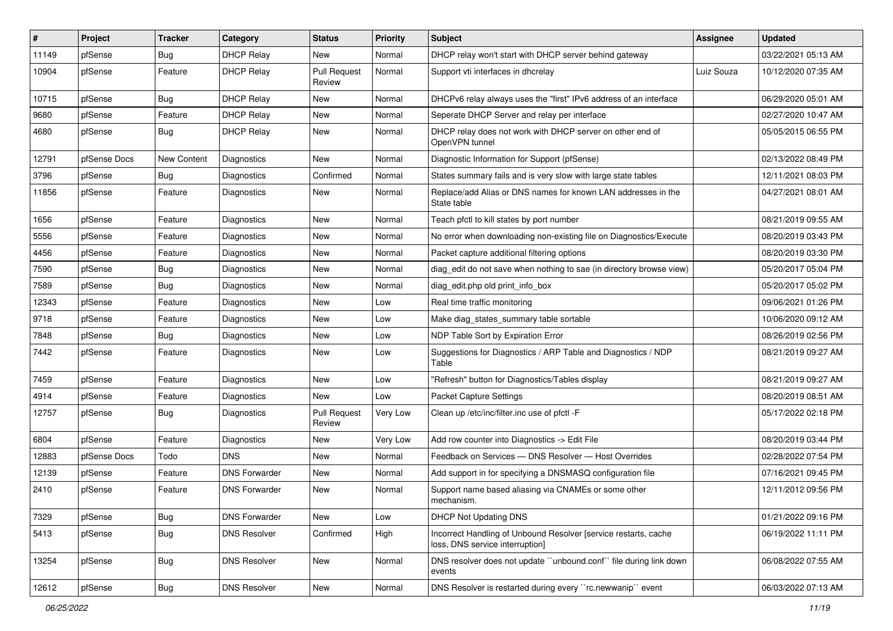| # | Project | Tracker | Category | Status | Priority | Subject | Assignee | Updated |
|---|---|---|---|---|---|---|---|---|
| 11149 | pfSense | Bug | DHCP Relay | New | Normal | DHCP relay won't start with DHCP server behind gateway | | 03/22/2021 05:13 AM |
| 10904 | pfSense | Feature | DHCP Relay | Pull Request Review | Normal | Support vti interfaces in dhcrelay | Luiz Souza | 10/12/2020 07:35 AM |
| 10715 | pfSense | Bug | DHCP Relay | New | Normal | DHCPv6 relay always uses the "first" IPv6 address of an interface | | 06/29/2020 05:01 AM |
| 9680 | pfSense | Feature | DHCP Relay | New | Normal | Seperate DHCP Server and relay per interface | | 02/27/2020 10:47 AM |
| 4680 | pfSense | Bug | DHCP Relay | New | Normal | DHCP relay does not work with DHCP server on other end of OpenVPN tunnel | | 05/05/2015 06:55 PM |
| 12791 | pfSense Docs | New Content | Diagnostics | New | Normal | Diagnostic Information for Support (pfSense) | | 02/13/2022 08:49 PM |
| 3796 | pfSense | Bug | Diagnostics | Confirmed | Normal | States summary fails and is very slow with large state tables | | 12/11/2021 08:03 PM |
| 11856 | pfSense | Feature | Diagnostics | New | Normal | Replace/add Alias or DNS names for known LAN addresses in the State table | | 04/27/2021 08:01 AM |
| 1656 | pfSense | Feature | Diagnostics | New | Normal | Teach pfctl to kill states by port number | | 08/21/2019 09:55 AM |
| 5556 | pfSense | Feature | Diagnostics | New | Normal | No error when downloading non-existing file on Diagnostics/Execute | | 08/20/2019 03:43 PM |
| 4456 | pfSense | Feature | Diagnostics | New | Normal | Packet capture additional filtering options | | 08/20/2019 03:30 PM |
| 7590 | pfSense | Bug | Diagnostics | New | Normal | diag_edit do not save when nothing to sae (in directory browse view) | | 05/20/2017 05:04 PM |
| 7589 | pfSense | Bug | Diagnostics | New | Normal | diag_edit.php old print_info_box | | 05/20/2017 05:02 PM |
| 12343 | pfSense | Feature | Diagnostics | New | Low | Real time traffic monitoring | | 09/06/2021 01:26 PM |
| 9718 | pfSense | Feature | Diagnostics | New | Low | Make diag_states_summary table sortable | | 10/06/2020 09:12 AM |
| 7848 | pfSense | Bug | Diagnostics | New | Low | NDP Table Sort by Expiration Error | | 08/26/2019 02:56 PM |
| 7442 | pfSense | Feature | Diagnostics | New | Low | Suggestions for Diagnostics / ARP Table and Diagnostics / NDP Table | | 08/21/2019 09:27 AM |
| 7459 | pfSense | Feature | Diagnostics | New | Low | "Refresh" button for Diagnostics/Tables display | | 08/21/2019 09:27 AM |
| 4914 | pfSense | Feature | Diagnostics | New | Low | Packet Capture Settings | | 08/20/2019 08:51 AM |
| 12757 | pfSense | Bug | Diagnostics | Pull Request Review | Very Low | Clean up /etc/inc/filter.inc use of pfctl -F | | 05/17/2022 02:18 PM |
| 6804 | pfSense | Feature | Diagnostics | New | Very Low | Add row counter into Diagnostics -> Edit File | | 08/20/2019 03:44 PM |
| 12883 | pfSense Docs | Todo | DNS | New | Normal | Feedback on Services — DNS Resolver — Host Overrides | | 02/28/2022 07:54 PM |
| 12139 | pfSense | Feature | DNS Forwarder | New | Normal | Add support in for specifying a DNSMASQ configuration file | | 07/16/2021 09:45 PM |
| 2410 | pfSense | Feature | DNS Forwarder | New | Normal | Support name based aliasing via CNAMEs or some other mechanism. | | 12/11/2012 09:56 PM |
| 7329 | pfSense | Bug | DNS Forwarder | New | Low | DHCP Not Updating DNS | | 01/21/2022 09:16 PM |
| 5413 | pfSense | Bug | DNS Resolver | Confirmed | High | Incorrect Handling of Unbound Resolver [service restarts, cache loss, DNS service interruption] | | 06/19/2022 11:11 PM |
| 13254 | pfSense | Bug | DNS Resolver | New | Normal | DNS resolver does not update ``unbound.conf`` file during link down events | | 06/08/2022 07:55 AM |
| 12612 | pfSense | Bug | DNS Resolver | New | Normal | DNS Resolver is restarted during every ``rc.newwanip`` event | | 06/03/2022 07:13 AM |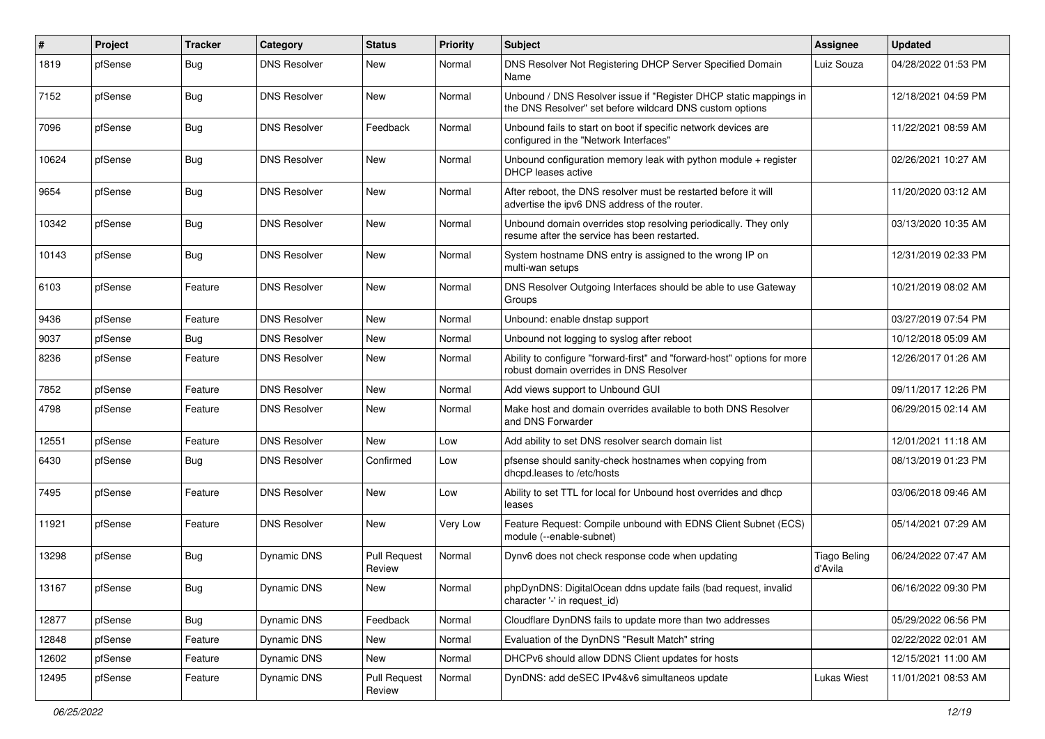| # | Project | Tracker | Category | Status | Priority | Subject | Assignee | Updated |
|---|---|---|---|---|---|---|---|---|
| 1819 | pfSense | Bug | DNS Resolver | New | Normal | DNS Resolver Not Registering DHCP Server Specified Domain Name | Luiz Souza | 04/28/2022 01:53 PM |
| 7152 | pfSense | Bug | DNS Resolver | New | Normal | Unbound / DNS Resolver issue if "Register DHCP static mappings in the DNS Resolver" set before wildcard DNS custom options | | 12/18/2021 04:59 PM |
| 7096 | pfSense | Bug | DNS Resolver | Feedback | Normal | Unbound fails to start on boot if specific network devices are configured in the "Network Interfaces" | | 11/22/2021 08:59 AM |
| 10624 | pfSense | Bug | DNS Resolver | New | Normal | Unbound configuration memory leak with python module + register DHCP leases active | | 02/26/2021 10:27 AM |
| 9654 | pfSense | Bug | DNS Resolver | New | Normal | After reboot, the DNS resolver must be restarted before it will advertise the ipv6 DNS address of the router. | | 11/20/2020 03:12 AM |
| 10342 | pfSense | Bug | DNS Resolver | New | Normal | Unbound domain overrides stop resolving periodically. They only resume after the service has been restarted. | | 03/13/2020 10:35 AM |
| 10143 | pfSense | Bug | DNS Resolver | New | Normal | System hostname DNS entry is assigned to the wrong IP on multi-wan setups | | 12/31/2019 02:33 PM |
| 6103 | pfSense | Feature | DNS Resolver | New | Normal | DNS Resolver Outgoing Interfaces should be able to use Gateway Groups | | 10/21/2019 08:02 AM |
| 9436 | pfSense | Feature | DNS Resolver | New | Normal | Unbound: enable dnstap support | | 03/27/2019 07:54 PM |
| 9037 | pfSense | Bug | DNS Resolver | New | Normal | Unbound not logging to syslog after reboot | | 10/12/2018 05:09 AM |
| 8236 | pfSense | Feature | DNS Resolver | New | Normal | Ability to configure "forward-first" and "forward-host" options for more robust domain overrides in DNS Resolver | | 12/26/2017 01:26 AM |
| 7852 | pfSense | Feature | DNS Resolver | New | Normal | Add views support to Unbound GUI | | 09/11/2017 12:26 PM |
| 4798 | pfSense | Feature | DNS Resolver | New | Normal | Make host and domain overrides available to both DNS Resolver and DNS Forwarder | | 06/29/2015 02:14 AM |
| 12551 | pfSense | Feature | DNS Resolver | New | Low | Add ability to set DNS resolver search domain list | | 12/01/2021 11:18 AM |
| 6430 | pfSense | Bug | DNS Resolver | Confirmed | Low | pfsense should sanity-check hostnames when copying from dhcpd.leases to /etc/hosts | | 08/13/2019 01:23 PM |
| 7495 | pfSense | Feature | DNS Resolver | New | Low | Ability to set TTL for local for Unbound host overrides and dhcp leases | | 03/06/2018 09:46 AM |
| 11921 | pfSense | Feature | DNS Resolver | New | Very Low | Feature Request: Compile unbound with EDNS Client Subnet (ECS) module (--enable-subnet) | | 05/14/2021 07:29 AM |
| 13298 | pfSense | Bug | Dynamic DNS | Pull Request Review | Normal | Dynv6 does not check response code when updating | Tiago Beling d'Avila | 06/24/2022 07:47 AM |
| 13167 | pfSense | Bug | Dynamic DNS | New | Normal | phpDynDNS: DigitalOcean ddns update fails (bad request, invalid character '-' in request_id) | | 06/16/2022 09:30 PM |
| 12877 | pfSense | Bug | Dynamic DNS | Feedback | Normal | Cloudflare DynDNS fails to update more than two addresses | | 05/29/2022 06:56 PM |
| 12848 | pfSense | Feature | Dynamic DNS | New | Normal | Evaluation of the DynDNS "Result Match" string | | 02/22/2022 02:01 AM |
| 12602 | pfSense | Feature | Dynamic DNS | New | Normal | DHCPv6 should allow DDNS Client updates for hosts | | 12/15/2021 11:00 AM |
| 12495 | pfSense | Feature | Dynamic DNS | Pull Request Review | Normal | DynDNS: add deSEC IPv4&v6 simultaneos update | Lukas Wiest | 11/01/2021 08:53 AM |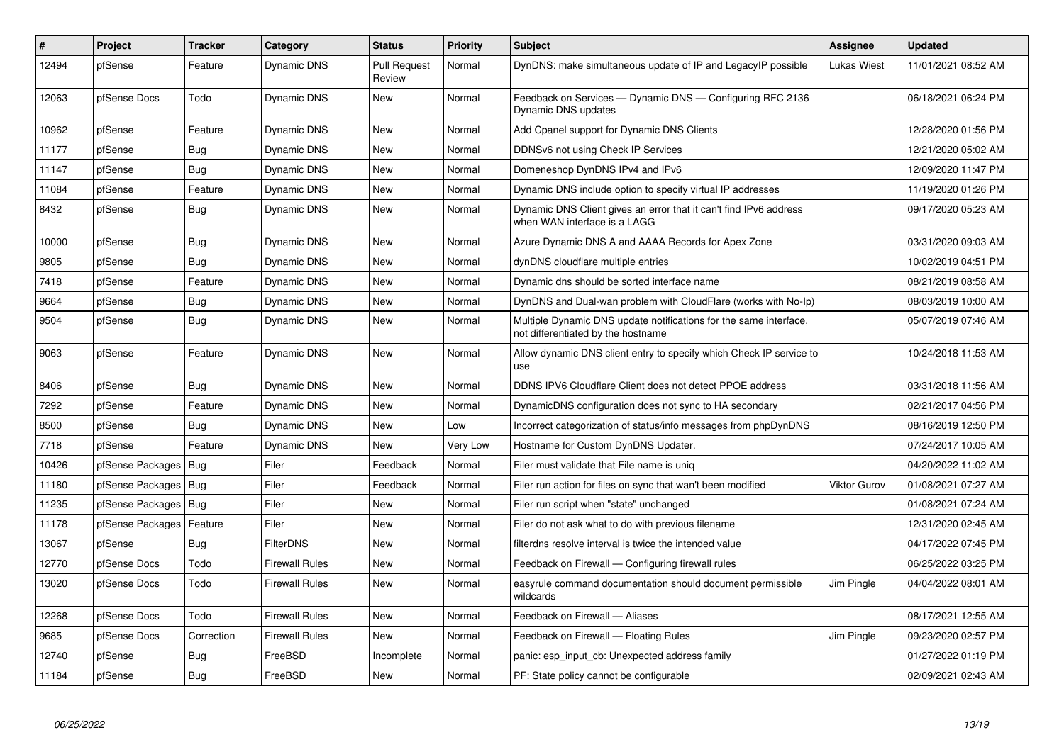| # | Project | Tracker | Category | Status | Priority | Subject | Assignee | Updated |
|---|---|---|---|---|---|---|---|---|
| 12494 | pfSense | Feature | Dynamic DNS | Pull Request Review | Normal | DynDNS: make simultaneous update of IP and LegacyIP possible | Lukas Wiest | 11/01/2021 08:52 AM |
| 12063 | pfSense Docs | Todo | Dynamic DNS | New | Normal | Feedback on Services — Dynamic DNS — Configuring RFC 2136 Dynamic DNS updates | | 06/18/2021 06:24 PM |
| 10962 | pfSense | Feature | Dynamic DNS | New | Normal | Add Cpanel support for Dynamic DNS Clients | | 12/28/2020 01:56 PM |
| 11177 | pfSense | Bug | Dynamic DNS | New | Normal | DDNSv6 not using Check IP Services | | 12/21/2020 05:02 AM |
| 11147 | pfSense | Bug | Dynamic DNS | New | Normal | Domeneshop DynDNS IPv4 and IPv6 | | 12/09/2020 11:47 PM |
| 11084 | pfSense | Feature | Dynamic DNS | New | Normal | Dynamic DNS include option to specify virtual IP addresses | | 11/19/2020 01:26 PM |
| 8432 | pfSense | Bug | Dynamic DNS | New | Normal | Dynamic DNS Client gives an error that it can't find IPv6 address when WAN interface is a LAGG | | 09/17/2020 05:23 AM |
| 10000 | pfSense | Bug | Dynamic DNS | New | Normal | Azure Dynamic DNS A and AAAA Records for Apex Zone | | 03/31/2020 09:03 AM |
| 9805 | pfSense | Bug | Dynamic DNS | New | Normal | dynDNS cloudflare multiple entries | | 10/02/2019 04:51 PM |
| 7418 | pfSense | Feature | Dynamic DNS | New | Normal | Dynamic dns should be sorted interface name | | 08/21/2019 08:58 AM |
| 9664 | pfSense | Bug | Dynamic DNS | New | Normal | DynDNS and Dual-wan problem with CloudFlare (works with No-Ip) | | 08/03/2019 10:00 AM |
| 9504 | pfSense | Bug | Dynamic DNS | New | Normal | Multiple Dynamic DNS update notifications for the same interface, not differentiated by the hostname | | 05/07/2019 07:46 AM |
| 9063 | pfSense | Feature | Dynamic DNS | New | Normal | Allow dynamic DNS client entry to specify which Check IP service to use | | 10/24/2018 11:53 AM |
| 8406 | pfSense | Bug | Dynamic DNS | New | Normal | DDNS IPV6 Cloudflare Client does not detect PPOE address | | 03/31/2018 11:56 AM |
| 7292 | pfSense | Feature | Dynamic DNS | New | Normal | DynamicDNS configuration does not sync to HA secondary | | 02/21/2017 04:56 PM |
| 8500 | pfSense | Bug | Dynamic DNS | New | Low | Incorrect categorization of status/info messages from phpDynDNS | | 08/16/2019 12:50 PM |
| 7718 | pfSense | Feature | Dynamic DNS | New | Very Low | Hostname for Custom DynDNS Updater. | | 07/24/2017 10:05 AM |
| 10426 | pfSense Packages | Bug | Filer | Feedback | Normal | Filer must validate that File name is uniq | | 04/20/2022 11:02 AM |
| 11180 | pfSense Packages | Bug | Filer | Feedback | Normal | Filer run action for files on sync that wan't been modified | Viktor Gurov | 01/08/2021 07:27 AM |
| 11235 | pfSense Packages | Bug | Filer | New | Normal | Filer run script when "state" unchanged | | 01/08/2021 07:24 AM |
| 11178 | pfSense Packages | Feature | Filer | New | Normal | Filer do not ask what to do with previous filename | | 12/31/2020 02:45 AM |
| 13067 | pfSense | Bug | FilterDNS | New | Normal | filterdns resolve interval is twice the intended value | | 04/17/2022 07:45 PM |
| 12770 | pfSense Docs | Todo | Firewall Rules | New | Normal | Feedback on Firewall — Configuring firewall rules | | 06/25/2022 03:25 PM |
| 13020 | pfSense Docs | Todo | Firewall Rules | New | Normal | easyrule command documentation should document permissible wildcards | Jim Pingle | 04/04/2022 08:01 AM |
| 12268 | pfSense Docs | Todo | Firewall Rules | New | Normal | Feedback on Firewall — Aliases | | 08/17/2021 12:55 AM |
| 9685 | pfSense Docs | Correction | Firewall Rules | New | Normal | Feedback on Firewall — Floating Rules | Jim Pingle | 09/23/2020 02:57 PM |
| 12740 | pfSense | Bug | FreeBSD | Incomplete | Normal | panic: esp_input_cb: Unexpected address family | | 01/27/2022 01:19 PM |
| 11184 | pfSense | Bug | FreeBSD | New | Normal | PF: State policy cannot be configurable | | 02/09/2021 02:43 AM |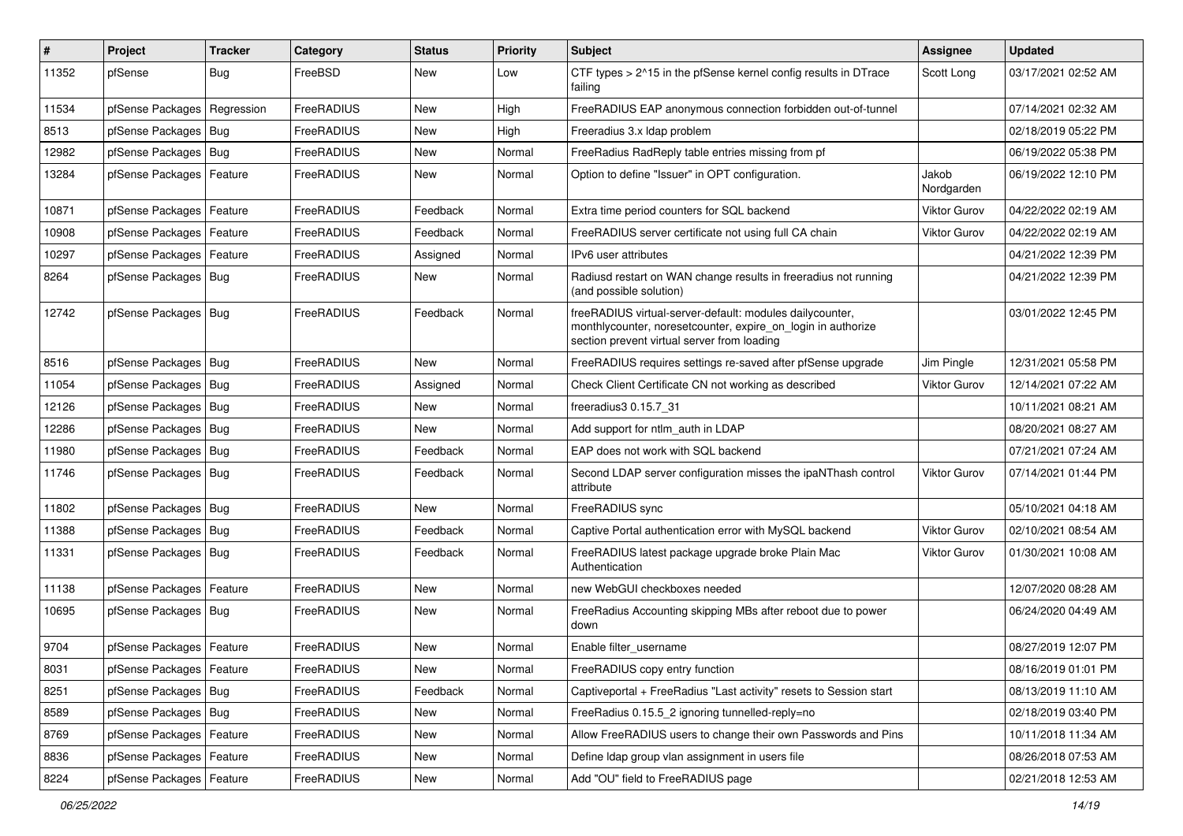| # | Project | Tracker | Category | Status | Priority | Subject | Assignee | Updated |
|---|---|---|---|---|---|---|---|---|
| 11352 | pfSense | Bug | FreeBSD | New | Low | CTF types > 2^15 in the pfSense kernel config results in DTrace failing | Scott Long | 03/17/2021 02:52 AM |
| 11534 | pfSense Packages | Regression | FreeRADIUS | New | High | FreeRADIUS EAP anonymous connection forbidden out-of-tunnel | | 07/14/2021 02:32 AM |
| 8513 | pfSense Packages | Bug | FreeRADIUS | New | High | Freeradius 3.x ldap problem | | 02/18/2019 05:22 PM |
| 12982 | pfSense Packages | Bug | FreeRADIUS | New | Normal | FreeRadius RadReply table entries missing from pf | | 06/19/2022 05:38 PM |
| 13284 | pfSense Packages | Feature | FreeRADIUS | New | Normal | Option to define "Issuer" in OPT configuration. | Jakob Nordgarden | 06/19/2022 12:10 PM |
| 10871 | pfSense Packages | Feature | FreeRADIUS | Feedback | Normal | Extra time period counters for SQL backend | Viktor Gurov | 04/22/2022 02:19 AM |
| 10908 | pfSense Packages | Feature | FreeRADIUS | Feedback | Normal | FreeRADIUS server certificate not using full CA chain | Viktor Gurov | 04/22/2022 02:19 AM |
| 10297 | pfSense Packages | Feature | FreeRADIUS | Assigned | Normal | IPv6 user attributes | | 04/21/2022 12:39 PM |
| 8264 | pfSense Packages | Bug | FreeRADIUS | New | Normal | Radiusd restart on WAN change results in freeradius not running (and possible solution) | | 04/21/2022 12:39 PM |
| 12742 | pfSense Packages | Bug | FreeRADIUS | Feedback | Normal | freeRADIUS virtual-server-default: modules dailycounter, monthlycounter, noresetcounter, expire_on_login in authorize section prevent virtual server from loading | | 03/01/2022 12:45 PM |
| 8516 | pfSense Packages | Bug | FreeRADIUS | New | Normal | FreeRADIUS requires settings re-saved after pfSense upgrade | Jim Pingle | 12/31/2021 05:58 PM |
| 11054 | pfSense Packages | Bug | FreeRADIUS | Assigned | Normal | Check Client Certificate CN not working as described | Viktor Gurov | 12/14/2021 07:22 AM |
| 12126 | pfSense Packages | Bug | FreeRADIUS | New | Normal | freeradius3 0.15.7_31 | | 10/11/2021 08:21 AM |
| 12286 | pfSense Packages | Bug | FreeRADIUS | New | Normal | Add support for ntlm_auth in LDAP | | 08/20/2021 08:27 AM |
| 11980 | pfSense Packages | Bug | FreeRADIUS | Feedback | Normal | EAP does not work with SQL backend | | 07/21/2021 07:24 AM |
| 11746 | pfSense Packages | Bug | FreeRADIUS | Feedback | Normal | Second LDAP server configuration misses the ipaNThash control attribute | Viktor Gurov | 07/14/2021 01:44 PM |
| 11802 | pfSense Packages | Bug | FreeRADIUS | New | Normal | FreeRADIUS sync | | 05/10/2021 04:18 AM |
| 11388 | pfSense Packages | Bug | FreeRADIUS | Feedback | Normal | Captive Portal authentication error with MySQL backend | Viktor Gurov | 02/10/2021 08:54 AM |
| 11331 | pfSense Packages | Bug | FreeRADIUS | Feedback | Normal | FreeRADIUS latest package upgrade broke Plain Mac Authentication | Viktor Gurov | 01/30/2021 10:08 AM |
| 11138 | pfSense Packages | Feature | FreeRADIUS | New | Normal | new WebGUI checkboxes needed | | 12/07/2020 08:28 AM |
| 10695 | pfSense Packages | Bug | FreeRADIUS | New | Normal | FreeRadius Accounting skipping MBs after reboot due to power down | | 06/24/2020 04:49 AM |
| 9704 | pfSense Packages | Feature | FreeRADIUS | New | Normal | Enable filter_username | | 08/27/2019 12:07 PM |
| 8031 | pfSense Packages | Feature | FreeRADIUS | New | Normal | FreeRADIUS copy entry function | | 08/16/2019 01:01 PM |
| 8251 | pfSense Packages | Bug | FreeRADIUS | Feedback | Normal | Captiveportal + FreeRadius "Last activity" resets to Session start | | 08/13/2019 11:10 AM |
| 8589 | pfSense Packages | Bug | FreeRADIUS | New | Normal | FreeRadius 0.15.5_2 ignoring tunnelled-reply=no | | 02/18/2019 03:40 PM |
| 8769 | pfSense Packages | Feature | FreeRADIUS | New | Normal | Allow FreeRADIUS users to change their own Passwords and Pins | | 10/11/2018 11:34 AM |
| 8836 | pfSense Packages | Feature | FreeRADIUS | New | Normal | Define ldap group vlan assignment in users file | | 08/26/2018 07:53 AM |
| 8224 | pfSense Packages | Feature | FreeRADIUS | New | Normal | Add "OU" field to FreeRADIUS page | | 02/21/2018 12:53 AM |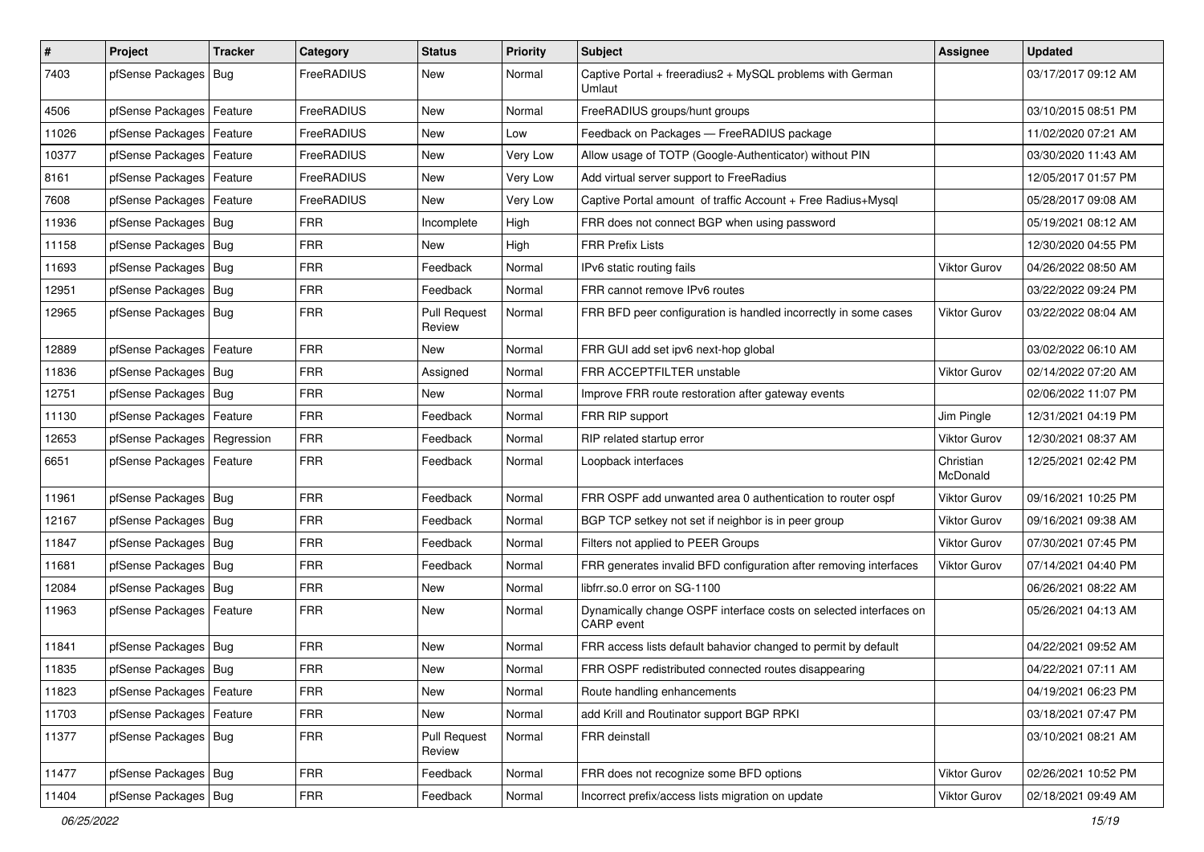| # | Project | Tracker | Category | Status | Priority | Subject | Assignee | Updated |
|---|---|---|---|---|---|---|---|---|
| 7403 | pfSense Packages | Bug | FreeRADIUS | New | Normal | Captive Portal + freeradius2 + MySQL problems with German Umlaut | | 03/17/2017 09:12 AM |
| 4506 | pfSense Packages | Feature | FreeRADIUS | New | Normal | FreeRADIUS groups/hunt groups | | 03/10/2015 08:51 PM |
| 11026 | pfSense Packages | Feature | FreeRADIUS | New | Low | Feedback on Packages — FreeRADIUS package | | 11/02/2020 07:21 AM |
| 10377 | pfSense Packages | Feature | FreeRADIUS | New | Very Low | Allow usage of TOTP (Google-Authenticator) without PIN | | 03/30/2020 11:43 AM |
| 8161 | pfSense Packages | Feature | FreeRADIUS | New | Very Low | Add virtual server support to FreeRadius | | 12/05/2017 01:57 PM |
| 7608 | pfSense Packages | Feature | FreeRADIUS | New | Very Low | Captive Portal amount of traffic Account + Free Radius+Mysql | | 05/28/2017 09:08 AM |
| 11936 | pfSense Packages | Bug | FRR | Incomplete | High | FRR does not connect BGP when using password | | 05/19/2021 08:12 AM |
| 11158 | pfSense Packages | Bug | FRR | New | High | FRR Prefix Lists | | 12/30/2020 04:55 PM |
| 11693 | pfSense Packages | Bug | FRR | Feedback | Normal | IPv6 static routing fails | Viktor Gurov | 04/26/2022 08:50 AM |
| 12951 | pfSense Packages | Bug | FRR | Feedback | Normal | FRR cannot remove IPv6 routes | | 03/22/2022 09:24 PM |
| 12965 | pfSense Packages | Bug | FRR | Pull Request Review | Normal | FRR BFD peer configuration is handled incorrectly in some cases | Viktor Gurov | 03/22/2022 08:04 AM |
| 12889 | pfSense Packages | Feature | FRR | New | Normal | FRR GUI add set ipv6 next-hop global | | 03/02/2022 06:10 AM |
| 11836 | pfSense Packages | Bug | FRR | Assigned | Normal | FRR ACCEPTFILTER unstable | Viktor Gurov | 02/14/2022 07:20 AM |
| 12751 | pfSense Packages | Bug | FRR | New | Normal | Improve FRR route restoration after gateway events | | 02/06/2022 11:07 PM |
| 11130 | pfSense Packages | Feature | FRR | Feedback | Normal | FRR RIP support | Jim Pingle | 12/31/2021 04:19 PM |
| 12653 | pfSense Packages | Regression | FRR | Feedback | Normal | RIP related startup error | Viktor Gurov | 12/30/2021 08:37 AM |
| 6651 | pfSense Packages | Feature | FRR | Feedback | Normal | Loopback interfaces | Christian McDonald | 12/25/2021 02:42 PM |
| 11961 | pfSense Packages | Bug | FRR | Feedback | Normal | FRR OSPF add unwanted area 0 authentication to router ospf | Viktor Gurov | 09/16/2021 10:25 PM |
| 12167 | pfSense Packages | Bug | FRR | Feedback | Normal | BGP TCP setkey not set if neighbor is in peer group | Viktor Gurov | 09/16/2021 09:38 AM |
| 11847 | pfSense Packages | Bug | FRR | Feedback | Normal | Filters not applied to PEER Groups | Viktor Gurov | 07/30/2021 07:45 PM |
| 11681 | pfSense Packages | Bug | FRR | Feedback | Normal | FRR generates invalid BFD configuration after removing interfaces | Viktor Gurov | 07/14/2021 04:40 PM |
| 12084 | pfSense Packages | Bug | FRR | New | Normal | libfrr.so.0 error on SG-1100 | | 06/26/2021 08:22 AM |
| 11963 | pfSense Packages | Feature | FRR | New | Normal | Dynamically change OSPF interface costs on selected interfaces on CARP event | | 05/26/2021 04:13 AM |
| 11841 | pfSense Packages | Bug | FRR | New | Normal | FRR access lists default bahavior changed to permit by default | | 04/22/2021 09:52 AM |
| 11835 | pfSense Packages | Bug | FRR | New | Normal | FRR OSPF redistributed connected routes disappearing | | 04/22/2021 07:11 AM |
| 11823 | pfSense Packages | Feature | FRR | New | Normal | Route handling enhancements | | 04/19/2021 06:23 PM |
| 11703 | pfSense Packages | Feature | FRR | New | Normal | add Krill and Routinator support BGP RPKI | | 03/18/2021 07:47 PM |
| 11377 | pfSense Packages | Bug | FRR | Pull Request Review | Normal | FRR deinstall | | 03/10/2021 08:21 AM |
| 11477 | pfSense Packages | Bug | FRR | Feedback | Normal | FRR does not recognize some BFD options | Viktor Gurov | 02/26/2021 10:52 PM |
| 11404 | pfSense Packages | Bug | FRR | Feedback | Normal | Incorrect prefix/access lists migration on update | Viktor Gurov | 02/18/2021 09:49 AM |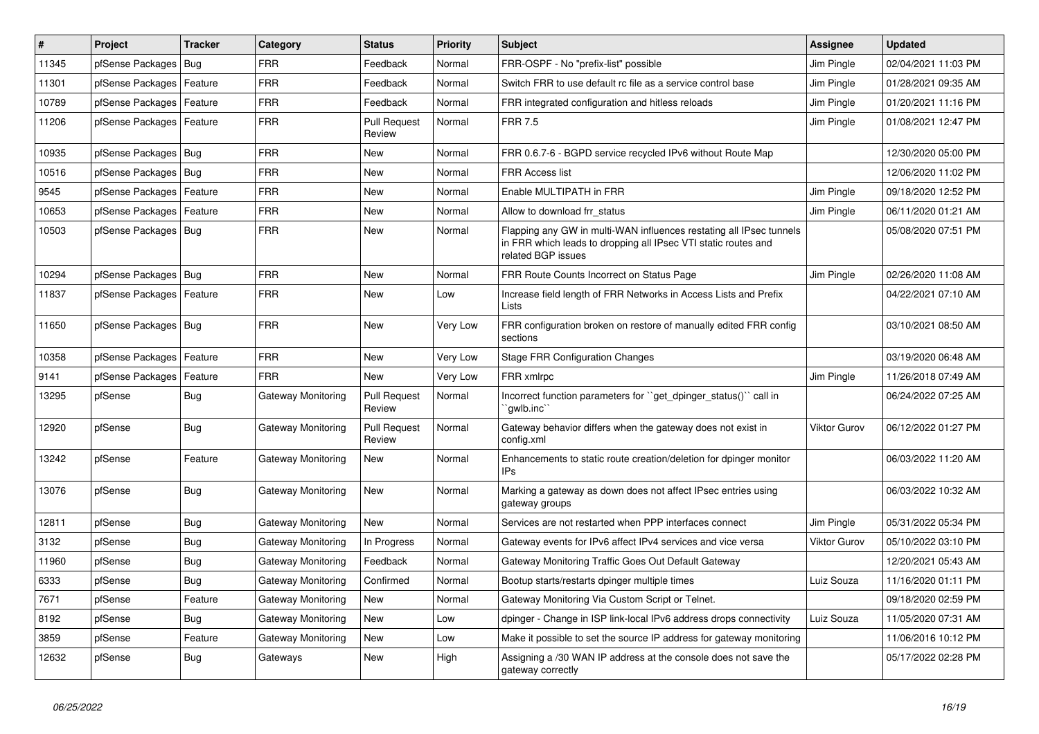| # | Project | Tracker | Category | Status | Priority | Subject | Assignee | Updated |
|---|---|---|---|---|---|---|---|---|
| 11345 | pfSense Packages | Bug | FRR | Feedback | Normal | FRR-OSPF - No "prefix-list" possible | Jim Pingle | 02/04/2021 11:03 PM |
| 11301 | pfSense Packages | Feature | FRR | Feedback | Normal | Switch FRR to use default rc file as a service control base | Jim Pingle | 01/28/2021 09:35 AM |
| 10789 | pfSense Packages | Feature | FRR | Feedback | Normal | FRR integrated configuration and hitless reloads | Jim Pingle | 01/20/2021 11:16 PM |
| 11206 | pfSense Packages | Feature | FRR | Pull Request Review | Normal | FRR 7.5 | Jim Pingle | 01/08/2021 12:47 PM |
| 10935 | pfSense Packages | Bug | FRR | New | Normal | FRR 0.6.7-6 - BGPD service recycled IPv6 without Route Map | | 12/30/2020 05:00 PM |
| 10516 | pfSense Packages | Bug | FRR | New | Normal | FRR Access list | | 12/06/2020 11:02 PM |
| 9545 | pfSense Packages | Feature | FRR | New | Normal | Enable MULTIPATH in FRR | Jim Pingle | 09/18/2020 12:52 PM |
| 10653 | pfSense Packages | Feature | FRR | New | Normal | Allow to download frr_status | Jim Pingle | 06/11/2020 01:21 AM |
| 10503 | pfSense Packages | Bug | FRR | New | Normal | Flapping any GW in multi-WAN influences restating all IPsec tunnels in FRR which leads to dropping all IPsec VTI static routes and related BGP issues | | 05/08/2020 07:51 PM |
| 10294 | pfSense Packages | Bug | FRR | New | Normal | FRR Route Counts Incorrect on Status Page | Jim Pingle | 02/26/2020 11:08 AM |
| 11837 | pfSense Packages | Feature | FRR | New | Low | Increase field length of FRR Networks in Access Lists and Prefix Lists | | 04/22/2021 07:10 AM |
| 11650 | pfSense Packages | Bug | FRR | New | Very Low | FRR configuration broken on restore of manually edited FRR config sections | | 03/10/2021 08:50 AM |
| 10358 | pfSense Packages | Feature | FRR | New | Very Low | Stage FRR Configuration Changes | | 03/19/2020 06:48 AM |
| 9141 | pfSense Packages | Feature | FRR | New | Very Low | FRR xmlrpc | Jim Pingle | 11/26/2018 07:49 AM |
| 13295 | pfSense | Bug | Gateway Monitoring | Pull Request Review | Normal | Incorrect function parameters for ``get_dpinger_status()`` call in ``gwlb.inc`` | | 06/24/2022 07:25 AM |
| 12920 | pfSense | Bug | Gateway Monitoring | Pull Request Review | Normal | Gateway behavior differs when the gateway does not exist in config.xml | Viktor Gurov | 06/12/2022 01:27 PM |
| 13242 | pfSense | Feature | Gateway Monitoring | New | Normal | Enhancements to static route creation/deletion for dpinger monitor IPs | | 06/03/2022 11:20 AM |
| 13076 | pfSense | Bug | Gateway Monitoring | New | Normal | Marking a gateway as down does not affect IPsec entries using gateway groups | | 06/03/2022 10:32 AM |
| 12811 | pfSense | Bug | Gateway Monitoring | New | Normal | Services are not restarted when PPP interfaces connect | Jim Pingle | 05/31/2022 05:34 PM |
| 3132 | pfSense | Bug | Gateway Monitoring | In Progress | Normal | Gateway events for IPv6 affect IPv4 services and vice versa | Viktor Gurov | 05/10/2022 03:10 PM |
| 11960 | pfSense | Bug | Gateway Monitoring | Feedback | Normal | Gateway Monitoring Traffic Goes Out Default Gateway | | 12/20/2021 05:43 AM |
| 6333 | pfSense | Bug | Gateway Monitoring | Confirmed | Normal | Bootup starts/restarts dpinger multiple times | Luiz Souza | 11/16/2020 01:11 PM |
| 7671 | pfSense | Feature | Gateway Monitoring | New | Normal | Gateway Monitoring Via Custom Script or Telnet. | | 09/18/2020 02:59 PM |
| 8192 | pfSense | Bug | Gateway Monitoring | New | Low | dpinger - Change in ISP link-local IPv6 address drops connectivity | Luiz Souza | 11/05/2020 07:31 AM |
| 3859 | pfSense | Feature | Gateway Monitoring | New | Low | Make it possible to set the source IP address for gateway monitoring | | 11/06/2016 10:12 PM |
| 12632 | pfSense | Bug | Gateways | New | High | Assigning a /30 WAN IP address at the console does not save the gateway correctly | | 05/17/2022 02:28 PM |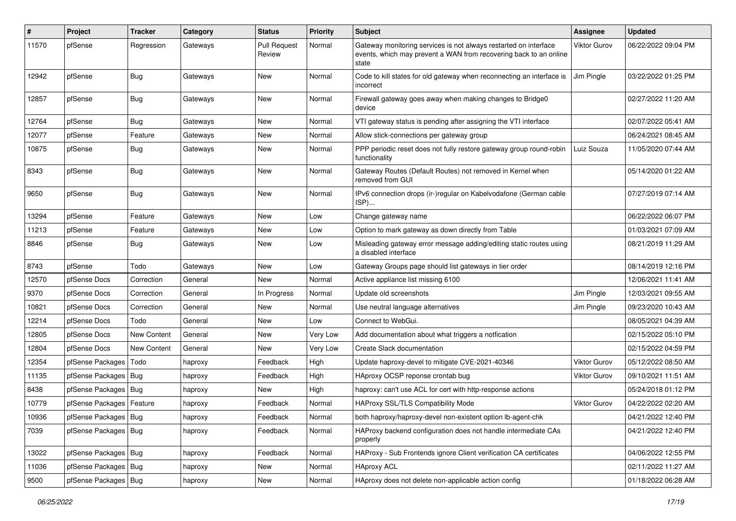| # | Project | Tracker | Category | Status | Priority | Subject | Assignee | Updated |
|---|---|---|---|---|---|---|---|---|
| 11570 | pfSense | Regression | Gateways | Pull Request Review | Normal | Gateway monitoring services is not always restarted on interface events, which may prevent a WAN from recovering back to an online state | Viktor Gurov | 06/22/2022 09:04 PM |
| 12942 | pfSense | Bug | Gateways | New | Normal | Code to kill states for old gateway when reconnecting an interface is incorrect | Jim Pingle | 03/22/2022 01:25 PM |
| 12857 | pfSense | Bug | Gateways | New | Normal | Firewall gateway goes away when making changes to Bridge0 device | | 02/27/2022 11:20 AM |
| 12764 | pfSense | Bug | Gateways | New | Normal | VTI gateway status is pending after assigning the VTI interface | | 02/07/2022 05:41 AM |
| 12077 | pfSense | Feature | Gateways | New | Normal | Allow stick-connections per gateway group | | 06/24/2021 08:45 AM |
| 10875 | pfSense | Bug | Gateways | New | Normal | PPP periodic reset does not fully restore gateway group round-robin functionality | Luiz Souza | 11/05/2020 07:44 AM |
| 8343 | pfSense | Bug | Gateways | New | Normal | Gateway Routes (Default Routes) not removed in Kernel when removed from GUI | | 05/14/2020 01:22 AM |
| 9650 | pfSense | Bug | Gateways | New | Normal | IPv6 connection drops (ir-)regular on Kabelvodafone (German cable ISP)... | | 07/27/2019 07:14 AM |
| 13294 | pfSense | Feature | Gateways | New | Low | Change gateway name | | 06/22/2022 06:07 PM |
| 11213 | pfSense | Feature | Gateways | New | Low | Option to mark gateway as down directly from Table | | 01/03/2021 07:09 AM |
| 8846 | pfSense | Bug | Gateways | New | Low | Misleading gateway error message adding/editing static routes using a disabled interface | | 08/21/2019 11:29 AM |
| 8743 | pfSense | Todo | Gateways | New | Low | Gateway Groups page should list gateways in tier order | | 08/14/2019 12:16 PM |
| 12570 | pfSense Docs | Correction | General | New | Normal | Active appliance list missing 6100 | | 12/06/2021 11:41 AM |
| 9370 | pfSense Docs | Correction | General | In Progress | Normal | Update old screenshots | Jim Pingle | 12/03/2021 09:55 AM |
| 10821 | pfSense Docs | Correction | General | New | Normal | Use neutral language alternatives | Jim Pingle | 09/23/2020 10:43 AM |
| 12214 | pfSense Docs | Todo | General | New | Low | Connect to WebGui. | | 08/05/2021 04:39 AM |
| 12805 | pfSense Docs | New Content | General | New | Very Low | Add documentation about what triggers a notfication | | 02/15/2022 05:10 PM |
| 12804 | pfSense Docs | New Content | General | New | Very Low | Create Slack documentation | | 02/15/2022 04:59 PM |
| 12354 | pfSense Packages | Todo | haproxy | Feedback | High | Update haproxy-devel to mitigate CVE-2021-40346 | Viktor Gurov | 05/12/2022 08:50 AM |
| 11135 | pfSense Packages | Bug | haproxy | Feedback | High | HAproxy OCSP reponse crontab bug | Viktor Gurov | 09/10/2021 11:51 AM |
| 8438 | pfSense Packages | Bug | haproxy | New | High | haproxy: can't use ACL for cert with http-response actions | | 05/24/2018 01:12 PM |
| 10779 | pfSense Packages | Feature | haproxy | Feedback | Normal | HAProxy SSL/TLS Compatibility Mode | Viktor Gurov | 04/22/2022 02:20 AM |
| 10936 | pfSense Packages | Bug | haproxy | Feedback | Normal | both haproxy/haproxy-devel non-existent option lb-agent-chk | | 04/21/2022 12:40 PM |
| 7039 | pfSense Packages | Bug | haproxy | Feedback | Normal | HAProxy backend configuration does not handle intermediate CAs properly | | 04/21/2022 12:40 PM |
| 13022 | pfSense Packages | Bug | haproxy | Feedback | Normal | HAProxy - Sub Frontends ignore Client verification CA certificates | | 04/06/2022 12:55 PM |
| 11036 | pfSense Packages | Bug | haproxy | New | Normal | HAproxy ACL | | 02/11/2022 11:27 AM |
| 9500 | pfSense Packages | Bug | haproxy | New | Normal | HAproxy does not delete non-applicable action config | | 01/18/2022 06:28 AM |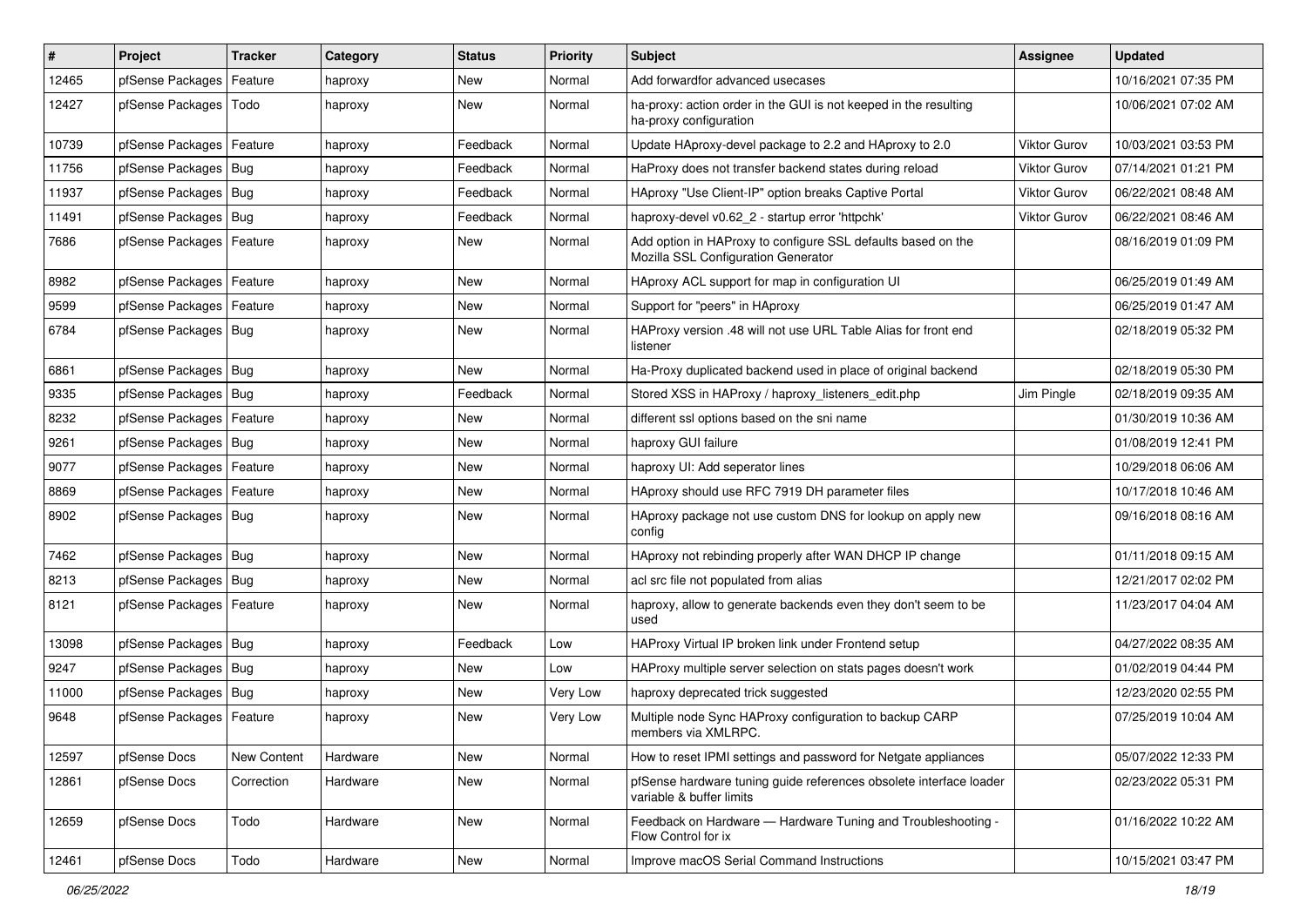| # | Project | Tracker | Category | Status | Priority | Subject | Assignee | Updated |
|---|---|---|---|---|---|---|---|---|
| 12465 | pfSense Packages | Feature | haproxy | New | Normal | Add forwardfor advanced usecases | | 10/16/2021 07:35 PM |
| 12427 | pfSense Packages | Todo | haproxy | New | Normal | ha-proxy: action order in the GUI is not keeped in the resulting ha-proxy configuration | | 10/06/2021 07:02 AM |
| 10739 | pfSense Packages | Feature | haproxy | Feedback | Normal | Update HAproxy-devel package to 2.2 and HAproxy to 2.0 | Viktor Gurov | 10/03/2021 03:53 PM |
| 11756 | pfSense Packages | Bug | haproxy | Feedback | Normal | HaProxy does not transfer backend states during reload | Viktor Gurov | 07/14/2021 01:21 PM |
| 11937 | pfSense Packages | Bug | haproxy | Feedback | Normal | HAproxy "Use Client-IP" option breaks Captive Portal | Viktor Gurov | 06/22/2021 08:48 AM |
| 11491 | pfSense Packages | Bug | haproxy | Feedback | Normal | haproxy-devel v0.62_2 - startup error 'httpchk' | Viktor Gurov | 06/22/2021 08:46 AM |
| 7686 | pfSense Packages | Feature | haproxy | New | Normal | Add option in HAProxy to configure SSL defaults based on the Mozilla SSL Configuration Generator | | 08/16/2019 01:09 PM |
| 8982 | pfSense Packages | Feature | haproxy | New | Normal | HAproxy ACL support for map in configuration UI | | 06/25/2019 01:49 AM |
| 9599 | pfSense Packages | Feature | haproxy | New | Normal | Support for "peers" in HAproxy | | 06/25/2019 01:47 AM |
| 6784 | pfSense Packages | Bug | haproxy | New | Normal | HAProxy version .48 will not use URL Table Alias for front end listener | | 02/18/2019 05:32 PM |
| 6861 | pfSense Packages | Bug | haproxy | New | Normal | Ha-Proxy duplicated backend used in place of original backend | | 02/18/2019 05:30 PM |
| 9335 | pfSense Packages | Bug | haproxy | Feedback | Normal | Stored XSS in HAProxy / haproxy_listeners_edit.php | Jim Pingle | 02/18/2019 09:35 AM |
| 8232 | pfSense Packages | Feature | haproxy | New | Normal | different ssl options based on the sni name | | 01/30/2019 10:36 AM |
| 9261 | pfSense Packages | Bug | haproxy | New | Normal | haproxy GUI failure | | 01/08/2019 12:41 PM |
| 9077 | pfSense Packages | Feature | haproxy | New | Normal | haproxy UI: Add seperator lines | | 10/29/2018 06:06 AM |
| 8869 | pfSense Packages | Feature | haproxy | New | Normal | HAproxy should use RFC 7919 DH parameter files | | 10/17/2018 10:46 AM |
| 8902 | pfSense Packages | Bug | haproxy | New | Normal | HAproxy package not use custom DNS for lookup on apply new config | | 09/16/2018 08:16 AM |
| 7462 | pfSense Packages | Bug | haproxy | New | Normal | HAproxy not rebinding properly after WAN DHCP IP change | | 01/11/2018 09:15 AM |
| 8213 | pfSense Packages | Bug | haproxy | New | Normal | acl src file not populated from alias | | 12/21/2017 02:02 PM |
| 8121 | pfSense Packages | Feature | haproxy | New | Normal | haproxy, allow to generate backends even they don't seem to be used | | 11/23/2017 04:04 AM |
| 13098 | pfSense Packages | Bug | haproxy | Feedback | Low | HAProxy Virtual IP broken link under Frontend setup | | 04/27/2022 08:35 AM |
| 9247 | pfSense Packages | Bug | haproxy | New | Low | HAProxy multiple server selection on stats pages doesn't work | | 01/02/2019 04:44 PM |
| 11000 | pfSense Packages | Bug | haproxy | New | Very Low | haproxy deprecated trick suggested | | 12/23/2020 02:55 PM |
| 9648 | pfSense Packages | Feature | haproxy | New | Very Low | Multiple node Sync HAProxy configuration to backup CARP members via XMLRPC. | | 07/25/2019 10:04 AM |
| 12597 | pfSense Docs | New Content | Hardware | New | Normal | How to reset IPMI settings and password for Netgate appliances | | 05/07/2022 12:33 PM |
| 12861 | pfSense Docs | Correction | Hardware | New | Normal | pfSense hardware tuning guide references obsolete interface loader variable & buffer limits | | 02/23/2022 05:31 PM |
| 12659 | pfSense Docs | Todo | Hardware | New | Normal | Feedback on Hardware — Hardware Tuning and Troubleshooting - Flow Control for ix | | 01/16/2022 10:22 AM |
| 12461 | pfSense Docs | Todo | Hardware | New | Normal | Improve macOS Serial Command Instructions | | 10/15/2021 03:47 PM |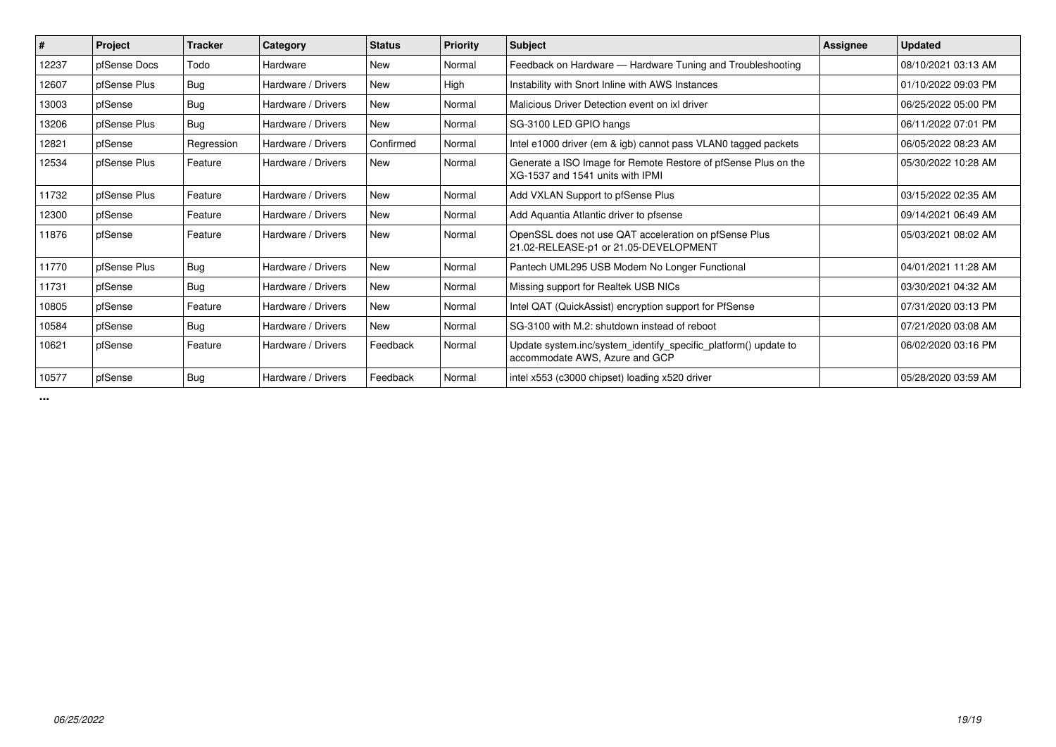| # | Project | Tracker | Category | Status | Priority | Subject | Assignee | Updated |
|---|---|---|---|---|---|---|---|---|
| 12237 | pfSense Docs | Todo | Hardware | New | Normal | Feedback on Hardware — Hardware Tuning and Troubleshooting | | 08/10/2021 03:13 AM |
| 12607 | pfSense Plus | Bug | Hardware / Drivers | New | High | Instability with Snort Inline with AWS Instances | | 01/10/2022 09:03 PM |
| 13003 | pfSense | Bug | Hardware / Drivers | New | Normal | Malicious Driver Detection event on ixl driver | | 06/25/2022 05:00 PM |
| 13206 | pfSense Plus | Bug | Hardware / Drivers | New | Normal | SG-3100 LED GPIO hangs | | 06/11/2022 07:01 PM |
| 12821 | pfSense | Regression | Hardware / Drivers | Confirmed | Normal | Intel e1000 driver (em & igb) cannot pass VLAN0 tagged packets | | 06/05/2022 08:23 AM |
| 12534 | pfSense Plus | Feature | Hardware / Drivers | New | Normal | Generate a ISO Image for Remote Restore of pfSense Plus on the XG-1537 and 1541 units with IPMI | | 05/30/2022 10:28 AM |
| 11732 | pfSense Plus | Feature | Hardware / Drivers | New | Normal | Add VXLAN Support to pfSense Plus | | 03/15/2022 02:35 AM |
| 12300 | pfSense | Feature | Hardware / Drivers | New | Normal | Add Aquantia Atlantic driver to pfsense | | 09/14/2021 06:49 AM |
| 11876 | pfSense | Feature | Hardware / Drivers | New | Normal | OpenSSL does not use QAT acceleration on pfSense Plus 21.02-RELEASE-p1 or 21.05-DEVELOPMENT | | 05/03/2021 08:02 AM |
| 11770 | pfSense Plus | Bug | Hardware / Drivers | New | Normal | Pantech UML295 USB Modem No Longer Functional | | 04/01/2021 11:28 AM |
| 11731 | pfSense | Bug | Hardware / Drivers | New | Normal | Missing support for Realtek USB NICs | | 03/30/2021 04:32 AM |
| 10805 | pfSense | Feature | Hardware / Drivers | New | Normal | Intel QAT (QuickAssist) encryption support for PfSense | | 07/31/2020 03:13 PM |
| 10584 | pfSense | Bug | Hardware / Drivers | New | Normal | SG-3100 with M.2: shutdown instead of reboot | | 07/21/2020 03:08 AM |
| 10621 | pfSense | Feature | Hardware / Drivers | Feedback | Normal | Update system.inc/system_identify_specific_platform() update to accommodate AWS, Azure and GCP | | 06/02/2020 03:16 PM |
| 10577 | pfSense | Bug | Hardware / Drivers | Feedback | Normal | intel x553 (c3000 chipset) loading x520 driver | | 05/28/2020 03:59 AM |

...